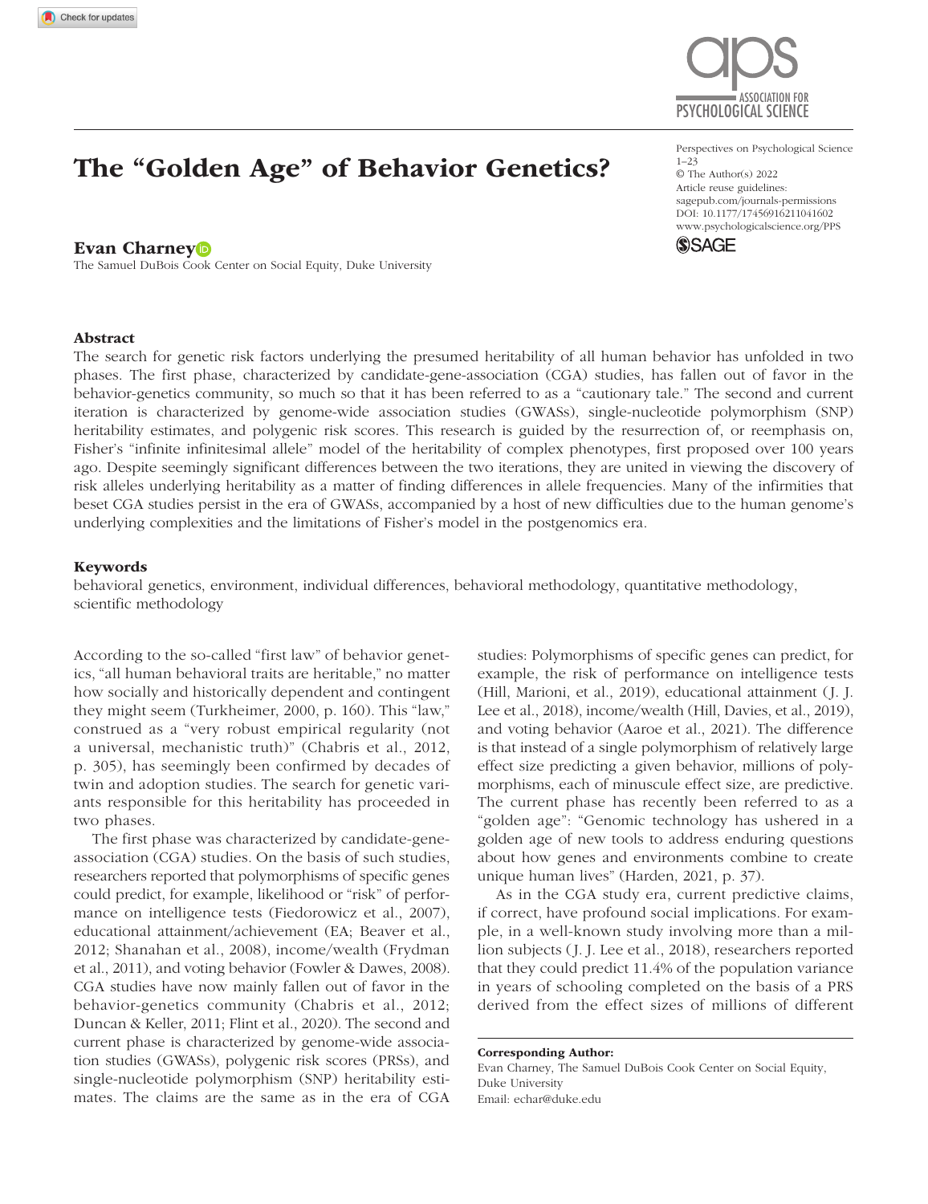# The "Golden Age" of Behavior Genetics?

**Evan Charney**

The Samuel DuBois Cook Center on Social Equity, Duke University

Perspectives on Psychological Science
1–23
© The Author(s) 2022
Article reuse guidelines:
sagepub.com/journals-permissions
DOI: 10.1177/17456916211041602
www.psychologicalscience.org/PPS

## Abstract

The search for genetic risk factors underlying the presumed heritability of all human behavior has unfolded in two phases. The first phase, characterized by candidate-gene-association (CGA) studies, has fallen out of favor in the behavior-genetics community, so much so that it has been referred to as a "cautionary tale." The second and current iteration is characterized by genome-wide association studies (GWASs), single-nucleotide polymorphism (SNP) heritability estimates, and polygenic risk scores. This research is guided by the resurrection of, or reemphasis on, Fisher's "infinite infinitesimal allele" model of the heritability of complex phenotypes, first proposed over 100 years ago. Despite seemingly significant differences between the two iterations, they are united in viewing the discovery of risk alleles underlying heritability as a matter of finding differences in allele frequencies. Many of the infirmities that beset CGA studies persist in the era of GWASs, accompanied by a host of new difficulties due to the human genome's underlying complexities and the limitations of Fisher's model in the postgenomics era.

## Keywords

behavioral genetics, environment, individual differences, behavioral methodology, quantitative methodology, scientific methodology

According to the so-called "first law" of behavior genetics, "all human behavioral traits are heritable," no matter how socially and historically dependent and contingent they might seem (Turkheimer, 2000, p. 160). This "law," construed as a "very robust empirical regularity (not a universal, mechanistic truth)" (Chabris et al., 2012, p. 305), has seemingly been confirmed by decades of twin and adoption studies. The search for genetic variants responsible for this heritability has proceeded in two phases.

The first phase was characterized by candidate-gene-association (CGA) studies. On the basis of such studies, researchers reported that polymorphisms of specific genes could predict, for example, likelihood or "risk" of performance on intelligence tests (Fiedorowicz et al., 2007), educational attainment/achievement (EA; Beaver et al., 2012; Shanahan et al., 2008), income/wealth (Frydman et al., 2011), and voting behavior (Fowler & Dawes, 2008). CGA studies have now mainly fallen out of favor in the behavior-genetics community (Chabris et al., 2012; Duncan & Keller, 2011; Flint et al., 2020). The second and current phase is characterized by genome-wide association studies (GWASs), polygenic risk scores (PRSs), and single-nucleotide polymorphism (SNP) heritability estimates. The claims are the same as in the era of CGA studies: Polymorphisms of specific genes can predict, for example, the risk of performance on intelligence tests (Hill, Marioni, et al., 2019), educational attainment (J. J. Lee et al., 2018), income/wealth (Hill, Davies, et al., 2019), and voting behavior (Aaroe et al., 2021). The difference is that instead of a single polymorphism of relatively large effect size predicting a given behavior, millions of polymorphisms, each of minuscule effect size, are predictive. The current phase has recently been referred to as a "golden age": "Genomic technology has ushered in a golden age of new tools to address enduring questions about how genes and environments combine to create unique human lives" (Harden, 2021, p. 37).

As in the CGA study era, current predictive claims, if correct, have profound social implications. For example, in a well-known study involving more than a million subjects (J. J. Lee et al., 2018), researchers reported that they could predict 11.4% of the population variance in years of schooling completed on the basis of a PRS derived from the effect sizes of millions of different

**Corresponding Author:**
Evan Charney, The Samuel DuBois Cook Center on Social Equity, Duke University
Email: echar@duke.edu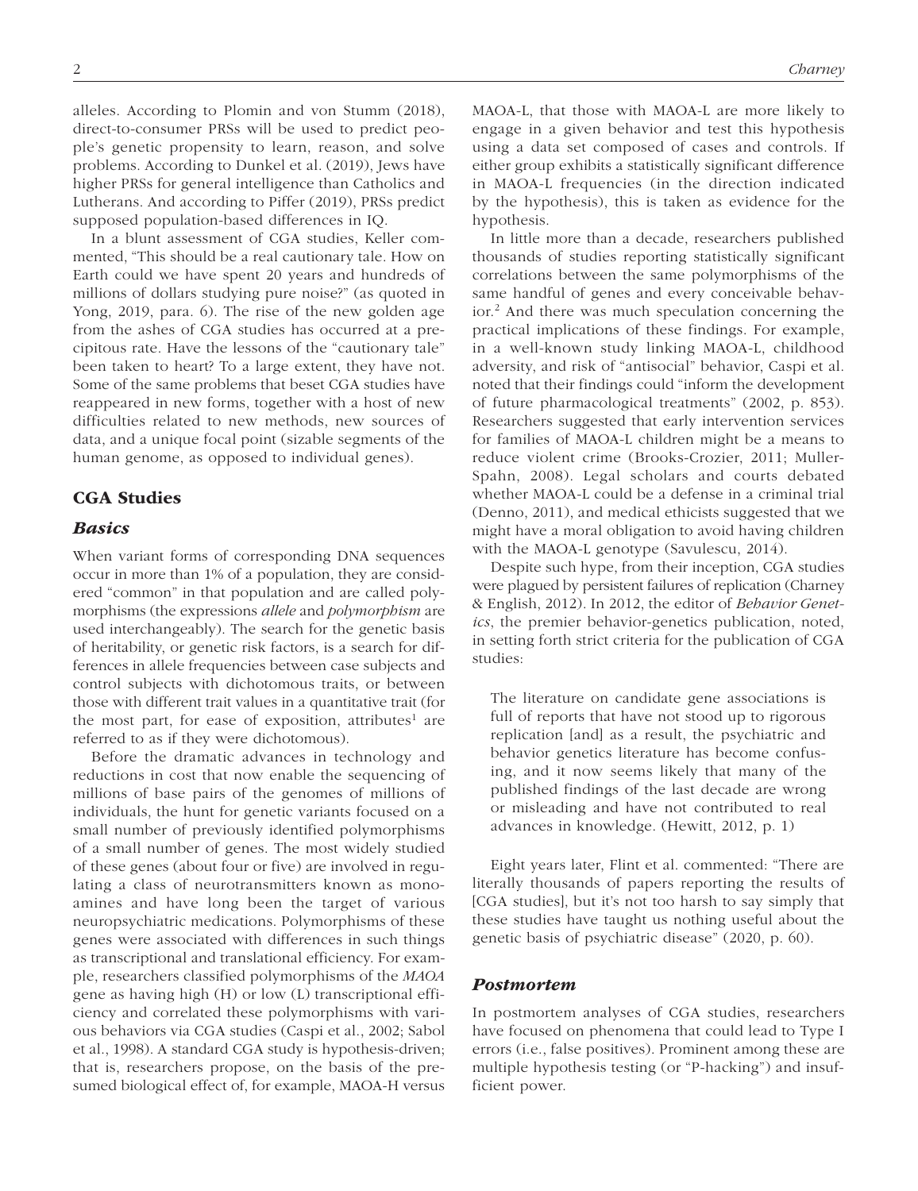alleles. According to Plomin and von Stumm (2018), direct-to-consumer PRSs will be used to predict people's genetic propensity to learn, reason, and solve problems. According to Dunkel et al. (2019), Jews have higher PRSs for general intelligence than Catholics and Lutherans. And according to Piffer (2019), PRSs predict supposed population-based differences in IQ.

In a blunt assessment of CGA studies, Keller commented, "This should be a real cautionary tale. How on Earth could we have spent 20 years and hundreds of millions of dollars studying pure noise?" (as quoted in Yong, 2019, para. 6). The rise of the new golden age from the ashes of CGA studies has occurred at a precipitous rate. Have the lessons of the "cautionary tale" been taken to heart? To a large extent, they have not. Some of the same problems that beset CGA studies have reappeared in new forms, together with a host of new difficulties related to new methods, new sources of data, and a unique focal point (sizable segments of the human genome, as opposed to individual genes).

## CGA Studies

### *Basics*

When variant forms of corresponding DNA sequences occur in more than 1% of a population, they are considered "common" in that population and are called polymorphisms (the expressions *allele* and *polymorphism* are used interchangeably). The search for the genetic basis of heritability, or genetic risk factors, is a search for differences in allele frequencies between case subjects and control subjects with dichotomous traits, or between those with different trait values in a quantitative trait (for the most part, for ease of exposition, attributes[1] are referred to as if they were dichotomous).

Before the dramatic advances in technology and reductions in cost that now enable the sequencing of millions of base pairs of the genomes of millions of individuals, the hunt for genetic variants focused on a small number of previously identified polymorphisms of a small number of genes. The most widely studied of these genes (about four or five) are involved in regulating a class of neurotransmitters known as monoamines and have long been the target of various neuropsychiatric medications. Polymorphisms of these genes were associated with differences in such things as transcriptional and translational efficiency. For example, researchers classified polymorphisms of the *MAOA* gene as having high (H) or low (L) transcriptional efficiency and correlated these polymorphisms with various behaviors via CGA studies (Caspi et al., 2002; Sabol et al., 1998). A standard CGA study is hypothesis-driven; that is, researchers propose, on the basis of the presumed biological effect of, for example, MAOA-H versus MAOA-L, that those with MAOA-L are more likely to engage in a given behavior and test this hypothesis using a data set composed of cases and controls. If either group exhibits a statistically significant difference in MAOA-L frequencies (in the direction indicated by the hypothesis), this is taken as evidence for the hypothesis.

In little more than a decade, researchers published thousands of studies reporting statistically significant correlations between the same polymorphisms of the same handful of genes and every conceivable behavior.[2] And there was much speculation concerning the practical implications of these findings. For example, in a well-known study linking MAOA-L, childhood adversity, and risk of "antisocial" behavior, Caspi et al. noted that their findings could "inform the development of future pharmacological treatments" (2002, p. 853). Researchers suggested that early intervention services for families of MAOA-L children might be a means to reduce violent crime (Brooks-Crozier, 2011; Muller-Spahn, 2008). Legal scholars and courts debated whether MAOA-L could be a defense in a criminal trial (Denno, 2011), and medical ethicists suggested that we might have a moral obligation to avoid having children with the MAOA-L genotype (Savulescu, 2014).

Despite such hype, from their inception, CGA studies were plagued by persistent failures of replication (Charney & English, 2012). In 2012, the editor of *Behavior Genetics*, the premier behavior-genetics publication, noted, in setting forth strict criteria for the publication of CGA studies:

> The literature on candidate gene associations is full of reports that have not stood up to rigorous replication [and] as a result, the psychiatric and behavior genetics literature has become confusing, and it now seems likely that many of the published findings of the last decade are wrong or misleading and have not contributed to real advances in knowledge. (Hewitt, 2012, p. 1)

Eight years later, Flint et al. commented: "There are literally thousands of papers reporting the results of [CGA studies], but it's not too harsh to say simply that these studies have taught us nothing useful about the genetic basis of psychiatric disease" (2020, p. 60).

### *Postmortem*

In postmortem analyses of CGA studies, researchers have focused on phenomena that could lead to Type I errors (i.e., false positives). Prominent among these are multiple hypothesis testing (or "P-hacking") and insufficient power.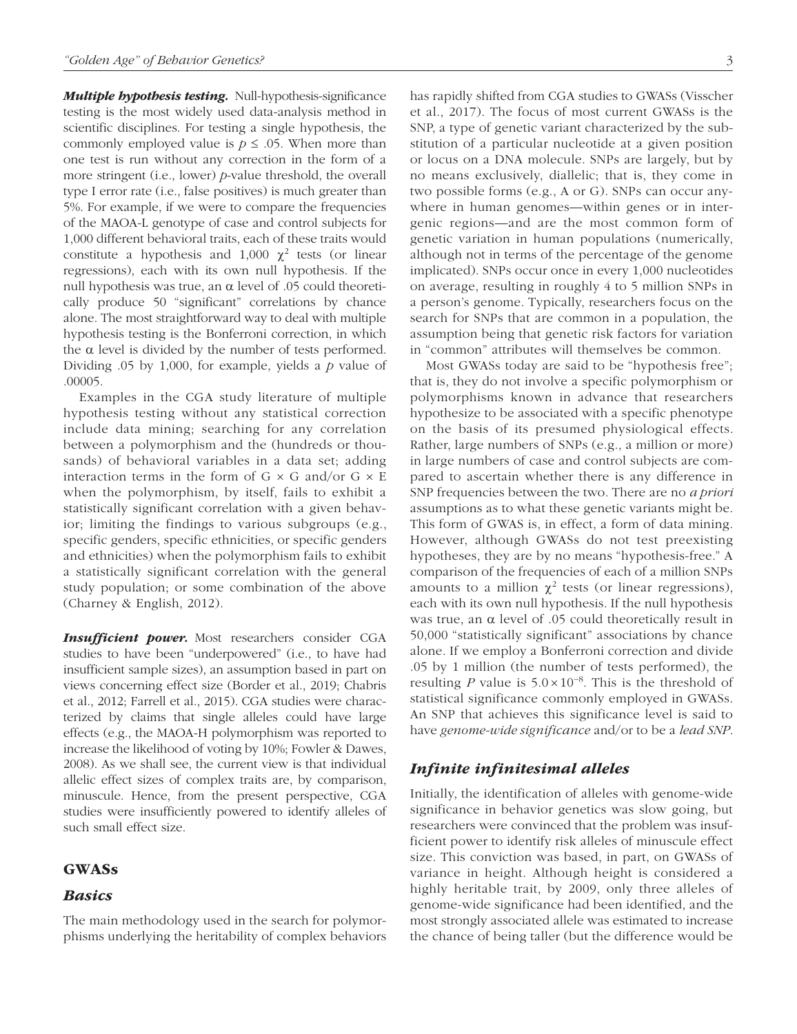***Multiple hypothesis testing.*** Null-hypothesis-significance testing is the most widely used data-analysis method in scientific disciplines. For testing a single hypothesis, the commonly employed value is $p \leq .05$. When more than one test is run without any correction in the form of a more stringent (i.e., lower) *p*-value threshold, the overall type I error rate (i.e., false positives) is much greater than 5%. For example, if we were to compare the frequencies of the MAOA-L genotype of case and control subjects for 1,000 different behavioral traits, each of these traits would constitute a hypothesis and 1,000 $\chi^2$ tests (or linear regressions), each with its own null hypothesis. If the null hypothesis was true, an $\alpha$ level of .05 could theoretically produce 50 "significant" correlations by chance alone. The most straightforward way to deal with multiple hypothesis testing is the Bonferroni correction, in which the $\alpha$ level is divided by the number of tests performed. Dividing .05 by 1,000, for example, yields a *p* value of .00005.

Examples in the CGA study literature of multiple hypothesis testing without any statistical correction include data mining; searching for any correlation between a polymorphism and the (hundreds or thousands) of behavioral variables in a data set; adding interaction terms in the form of G × G and/or G × E when the polymorphism, by itself, fails to exhibit a statistically significant correlation with a given behavior; limiting the findings to various subgroups (e.g., specific genders, specific ethnicities, or specific genders and ethnicities) when the polymorphism fails to exhibit a statistically significant correlation with the general study population; or some combination of the above (Charney & English, 2012).

***Insufficient power.*** Most researchers consider CGA studies to have been "underpowered" (i.e., to have had insufficient sample sizes), an assumption based in part on views concerning effect size (Border et al., 2019; Chabris et al., 2012; Farrell et al., 2015). CGA studies were characterized by claims that single alleles could have large effects (e.g., the MAOA-H polymorphism was reported to increase the likelihood of voting by 10%; Fowler & Dawes, 2008). As we shall see, the current view is that individual allelic effect sizes of complex traits are, by comparison, minuscule. Hence, from the present perspective, CGA studies were insufficiently powered to identify alleles of such small effect size.

## GWASs

### *Basics*

The main methodology used in the search for polymorphisms underlying the heritability of complex behaviors has rapidly shifted from CGA studies to GWASs (Visscher et al., 2017). The focus of most current GWASs is the SNP, a type of genetic variant characterized by the substitution of a particular nucleotide at a given position or locus on a DNA molecule. SNPs are largely, but by no means exclusively, diallelic; that is, they come in two possible forms (e.g., A or G). SNPs can occur anywhere in human genomes—within genes or in intergenic regions—and are the most common form of genetic variation in human populations (numerically, although not in terms of the percentage of the genome implicated). SNPs occur once in every 1,000 nucleotides on average, resulting in roughly 4 to 5 million SNPs in a person's genome. Typically, researchers focus on the search for SNPs that are common in a population, the assumption being that genetic risk factors for variation in "common" attributes will themselves be common.

Most GWASs today are said to be "hypothesis free"; that is, they do not involve a specific polymorphism or polymorphisms known in advance that researchers hypothesize to be associated with a specific phenotype on the basis of its presumed physiological effects. Rather, large numbers of SNPs (e.g., a million or more) in large numbers of case and control subjects are compared to ascertain whether there is any difference in SNP frequencies between the two. There are no *a priori* assumptions as to what these genetic variants might be. This form of GWAS is, in effect, a form of data mining. However, although GWASs do not test preexisting hypotheses, they are by no means "hypothesis-free." A comparison of the frequencies of each of a million SNPs amounts to a million $\chi^2$ tests (or linear regressions), each with its own null hypothesis. If the null hypothesis was true, an $\alpha$ level of .05 could theoretically result in 50,000 "statistically significant" associations by chance alone. If we employ a Bonferroni correction and divide .05 by 1 million (the number of tests performed), the resulting *P* value is $5.0 \times 10^{-8}$. This is the threshold of statistical significance commonly employed in GWASs. An SNP that achieves this significance level is said to have *genome-wide significance* and/or to be a *lead SNP*.

### *Infinite infinitesimal alleles*

Initially, the identification of alleles with genome-wide significance in behavior genetics was slow going, but researchers were convinced that the problem was insufficient power to identify risk alleles of minuscule effect size. This conviction was based, in part, on GWASs of variance in height. Although height is considered a highly heritable trait, by 2009, only three alleles of genome-wide significance had been identified, and the most strongly associated allele was estimated to increase the chance of being taller (but the difference would be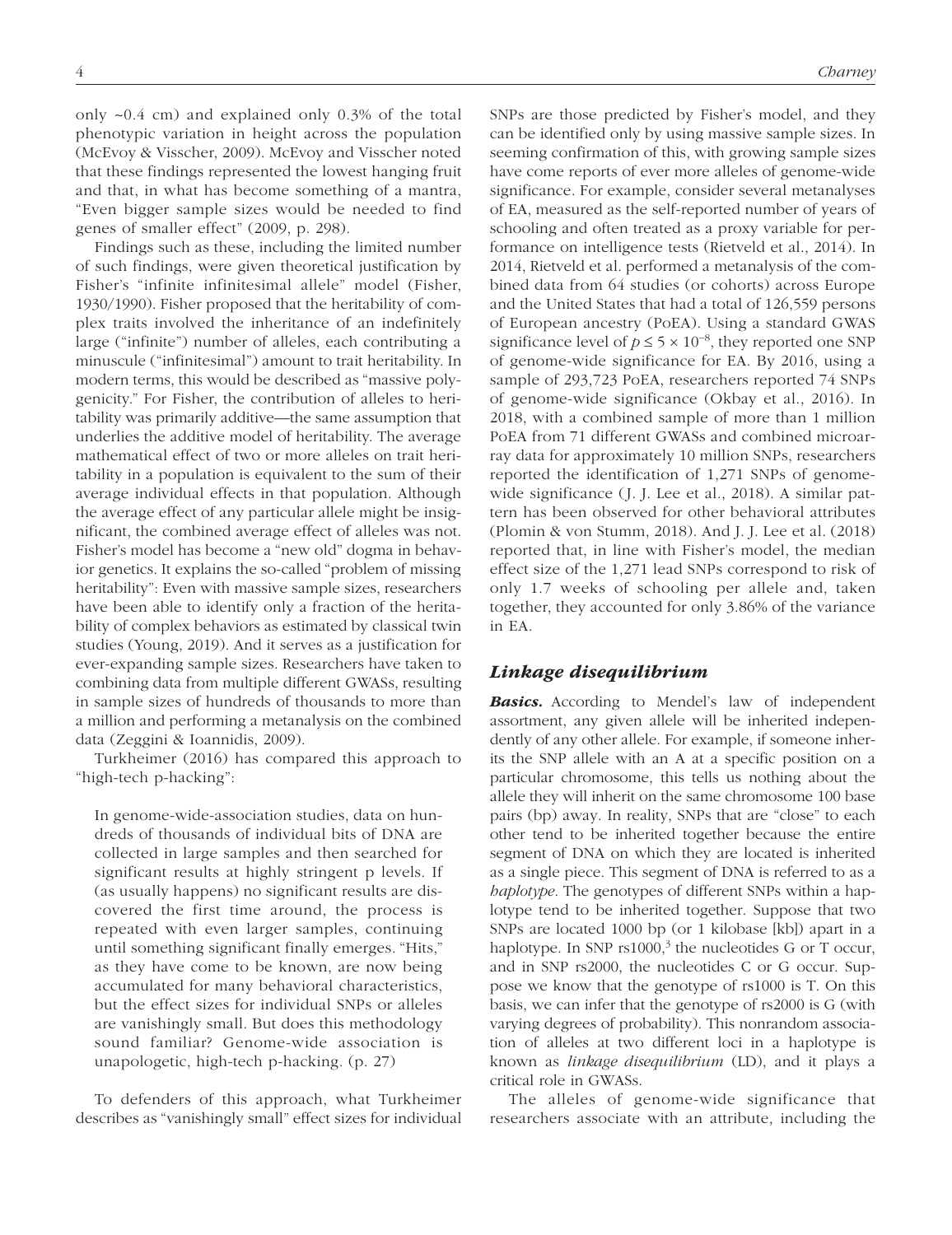only ~0.4 cm) and explained only 0.3% of the total phenotypic variation in height across the population (McEvoy & Visscher, 2009). McEvoy and Visscher noted that these findings represented the lowest hanging fruit and that, in what has become something of a mantra, "Even bigger sample sizes would be needed to find genes of smaller effect" (2009, p. 298).

Findings such as these, including the limited number of such findings, were given theoretical justification by Fisher's "infinite infinitesimal allele" model (Fisher, 1930/1990). Fisher proposed that the heritability of complex traits involved the inheritance of an indefinitely large ("infinite") number of alleles, each contributing a minuscule ("infinitesimal") amount to trait heritability. In modern terms, this would be described as "massive polygenicity." For Fisher, the contribution of alleles to heritability was primarily additive—the same assumption that underlies the additive model of heritability. The average mathematical effect of two or more alleles on trait heritability in a population is equivalent to the sum of their average individual effects in that population. Although the average effect of any particular allele might be insignificant, the combined average effect of alleles was not. Fisher's model has become a "new old" dogma in behavior genetics. It explains the so-called "problem of missing heritability": Even with massive sample sizes, researchers have been able to identify only a fraction of the heritability of complex behaviors as estimated by classical twin studies (Young, 2019). And it serves as a justification for ever-expanding sample sizes. Researchers have taken to combining data from multiple different GWASs, resulting in sample sizes of hundreds of thousands to more than a million and performing a metanalysis on the combined data (Zeggini & Ioannidis, 2009).

Turkheimer (2016) has compared this approach to "high-tech p-hacking":

> In genome-wide-association studies, data on hundreds of thousands of individual bits of DNA are collected in large samples and then searched for significant results at highly stringent p levels. If (as usually happens) no significant results are discovered the first time around, the process is repeated with even larger samples, continuing until something significant finally emerges. "Hits," as they have come to be known, are now being accumulated for many behavioral characteristics, but the effect sizes for individual SNPs or alleles are vanishingly small. But does this methodology sound familiar? Genome-wide association is unapologetic, high-tech p-hacking. (p. 27)

To defenders of this approach, what Turkheimer describes as "vanishingly small" effect sizes for individual SNPs are those predicted by Fisher's model, and they can be identified only by using massive sample sizes. In seeming confirmation of this, with growing sample sizes have come reports of ever more alleles of genome-wide significance. For example, consider several metanalyses of EA, measured as the self-reported number of years of schooling and often treated as a proxy variable for performance on intelligence tests (Rietveld et al., 2014). In 2014, Rietveld et al. performed a metanalysis of the combined data from 64 studies (or cohorts) across Europe and the United States that had a total of 126,559 persons of European ancestry (PoEA). Using a standard GWAS significance level of $p \leq 5 \times 10^{-8}$, they reported one SNP of genome-wide significance for EA. By 2016, using a sample of 293,723 PoEA, researchers reported 74 SNPs of genome-wide significance (Okbay et al., 2016). In 2018, with a combined sample of more than 1 million PoEA from 71 different GWASs and combined microarray data for approximately 10 million SNPs, researchers reported the identification of 1,271 SNPs of genome-wide significance (J. J. Lee et al., 2018). A similar pattern has been observed for other behavioral attributes (Plomin & von Stumm, 2018). And J. J. Lee et al. (2018) reported that, in line with Fisher's model, the median effect size of the 1,271 lead SNPs correspond to risk of only 1.7 weeks of schooling per allele and, taken together, they accounted for only 3.86% of the variance in EA.

### *Linkage disequilibrium*

***Basics.*** According to Mendel's law of independent assortment, any given allele will be inherited independently of any other allele. For example, if someone inherits the SNP allele with an A at a specific position on a particular chromosome, this tells us nothing about the allele they will inherit on the same chromosome 100 base pairs (bp) away. In reality, SNPs that are "close" to each other tend to be inherited together because the entire segment of DNA on which they are located is inherited as a single piece. This segment of DNA is referred to as a *haplotype*. The genotypes of different SNPs within a haplotype tend to be inherited together. Suppose that two SNPs are located 1000 bp (or 1 kilobase [kb]) apart in a haplotype. In SNP rs1000,[3] the nucleotides G or T occur, and in SNP rs2000, the nucleotides C or G occur. Suppose we know that the genotype of rs1000 is T. On this basis, we can infer that the genotype of rs2000 is G (with varying degrees of probability). This nonrandom association of alleles at two different loci in a haplotype is known as *linkage disequilibrium* (LD), and it plays a critical role in GWASs.

The alleles of genome-wide significance that researchers associate with an attribute, including the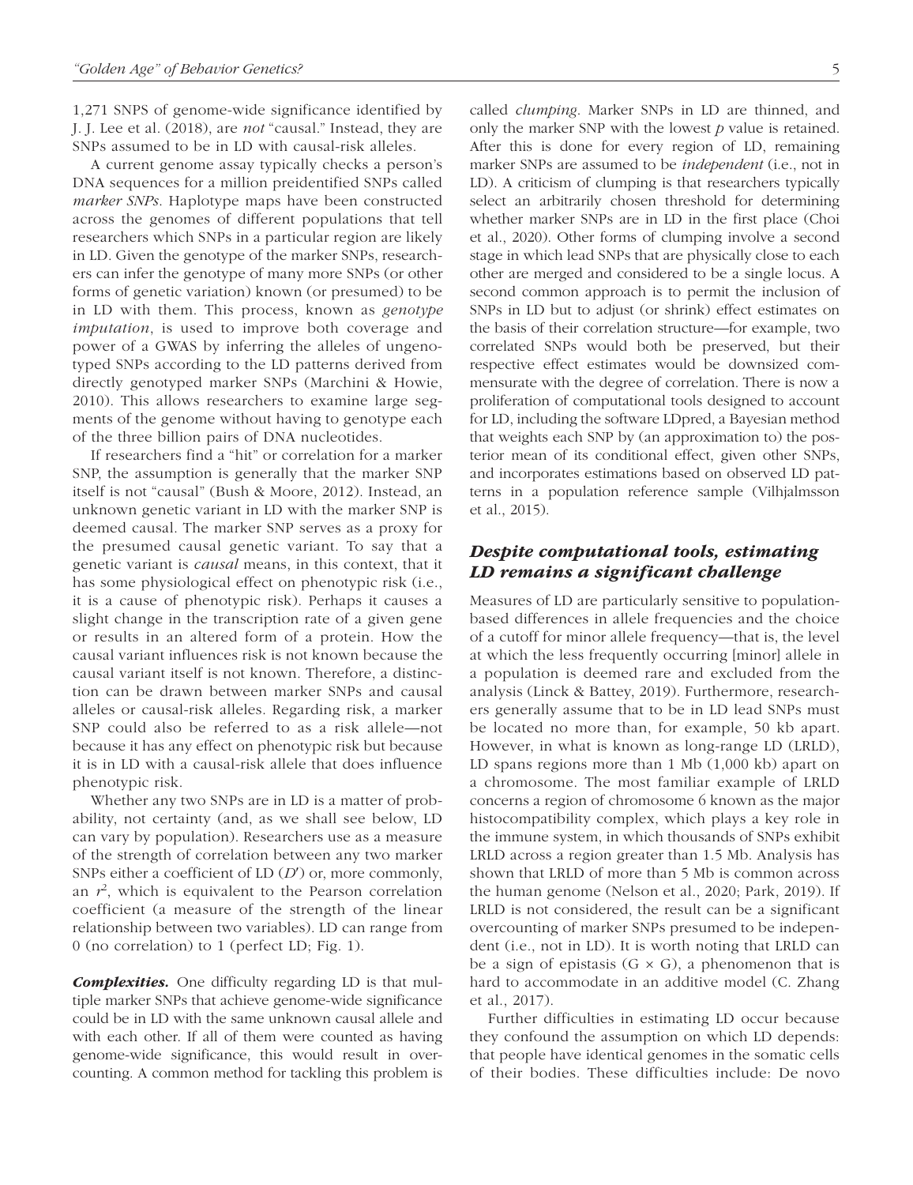1,271 SNPS of genome-wide significance identified by J. J. Lee et al. (2018), are *not* "causal." Instead, they are SNPs assumed to be in LD with causal-risk alleles.

A current genome assay typically checks a person's DNA sequences for a million preidentified SNPs called *marker SNPs*. Haplotype maps have been constructed across the genomes of different populations that tell researchers which SNPs in a particular region are likely in LD. Given the genotype of the marker SNPs, researchers can infer the genotype of many more SNPs (or other forms of genetic variation) known (or presumed) to be in LD with them. This process, known as *genotype imputation*, is used to improve both coverage and power of a GWAS by inferring the alleles of ungenotyped SNPs according to the LD patterns derived from directly genotyped marker SNPs (Marchini & Howie, 2010). This allows researchers to examine large segments of the genome without having to genotype each of the three billion pairs of DNA nucleotides.

If researchers find a "hit" or correlation for a marker SNP, the assumption is generally that the marker SNP itself is not "causal" (Bush & Moore, 2012). Instead, an unknown genetic variant in LD with the marker SNP is deemed causal. The marker SNP serves as a proxy for the presumed causal genetic variant. To say that a genetic variant is *causal* means, in this context, that it has some physiological effect on phenotypic risk (i.e., it is a cause of phenotypic risk). Perhaps it causes a slight change in the transcription rate of a given gene or results in an altered form of a protein. How the causal variant influences risk is not known because the causal variant itself is not known. Therefore, a distinction can be drawn between marker SNPs and causal alleles or causal-risk alleles. Regarding risk, a marker SNP could also be referred to as a risk allele—not because it has any effect on phenotypic risk but because it is in LD with a causal-risk allele that does influence phenotypic risk.

Whether any two SNPs are in LD is a matter of probability, not certainty (and, as we shall see below, LD can vary by population). Researchers use as a measure of the strength of correlation between any two marker SNPs either a coefficient of LD ($D'$) or, more commonly, an $r^2$, which is equivalent to the Pearson correlation coefficient (a measure of the strength of the linear relationship between two variables). LD can range from 0 (no correlation) to 1 (perfect LD; Fig. 1).

***Complexities.*** One difficulty regarding LD is that multiple marker SNPs that achieve genome-wide significance could be in LD with the same unknown causal allele and with each other. If all of them were counted as having genome-wide significance, this would result in overcounting. A common method for tackling this problem is called *clumping*. Marker SNPs in LD are thinned, and only the marker SNP with the lowest $p$ value is retained. After this is done for every region of LD, remaining marker SNPs are assumed to be *independent* (i.e., not in LD). A criticism of clumping is that researchers typically select an arbitrarily chosen threshold for determining whether marker SNPs are in LD in the first place (Choi et al., 2020). Other forms of clumping involve a second stage in which lead SNPs that are physically close to each other are merged and considered to be a single locus. A second common approach is to permit the inclusion of SNPs in LD but to adjust (or shrink) effect estimates on the basis of their correlation structure—for example, two correlated SNPs would both be preserved, but their respective effect estimates would be downsized commensurate with the degree of correlation. There is now a proliferation of computational tools designed to account for LD, including the software LDpred, a Bayesian method that weights each SNP by (an approximation to) the posterior mean of its conditional effect, given other SNPs, and incorporates estimations based on observed LD patterns in a population reference sample (Vilhjalmsson et al., 2015).

## *Despite computational tools, estimating LD remains a significant challenge*

Measures of LD are particularly sensitive to population-based differences in allele frequencies and the choice of a cutoff for minor allele frequency—that is, the level at which the less frequently occurring [minor] allele in a population is deemed rare and excluded from the analysis (Linck & Battey, 2019). Furthermore, researchers generally assume that to be in LD lead SNPs must be located no more than, for example, 50 kb apart. However, in what is known as long-range LD (LRLD), LD spans regions more than 1 Mb (1,000 kb) apart on a chromosome. The most familiar example of LRLD concerns a region of chromosome 6 known as the major histocompatibility complex, which plays a key role in the immune system, in which thousands of SNPs exhibit LRLD across a region greater than 1.5 Mb. Analysis has shown that LRLD of more than 5 Mb is common across the human genome (Nelson et al., 2020; Park, 2019). If LRLD is not considered, the result can be a significant overcounting of marker SNPs presumed to be independent (i.e., not in LD). It is worth noting that LRLD can be a sign of epistasis (G × G), a phenomenon that is hard to accommodate in an additive model (C. Zhang et al., 2017).

Further difficulties in estimating LD occur because they confound the assumption on which LD depends: that people have identical genomes in the somatic cells of their bodies. These difficulties include: De novo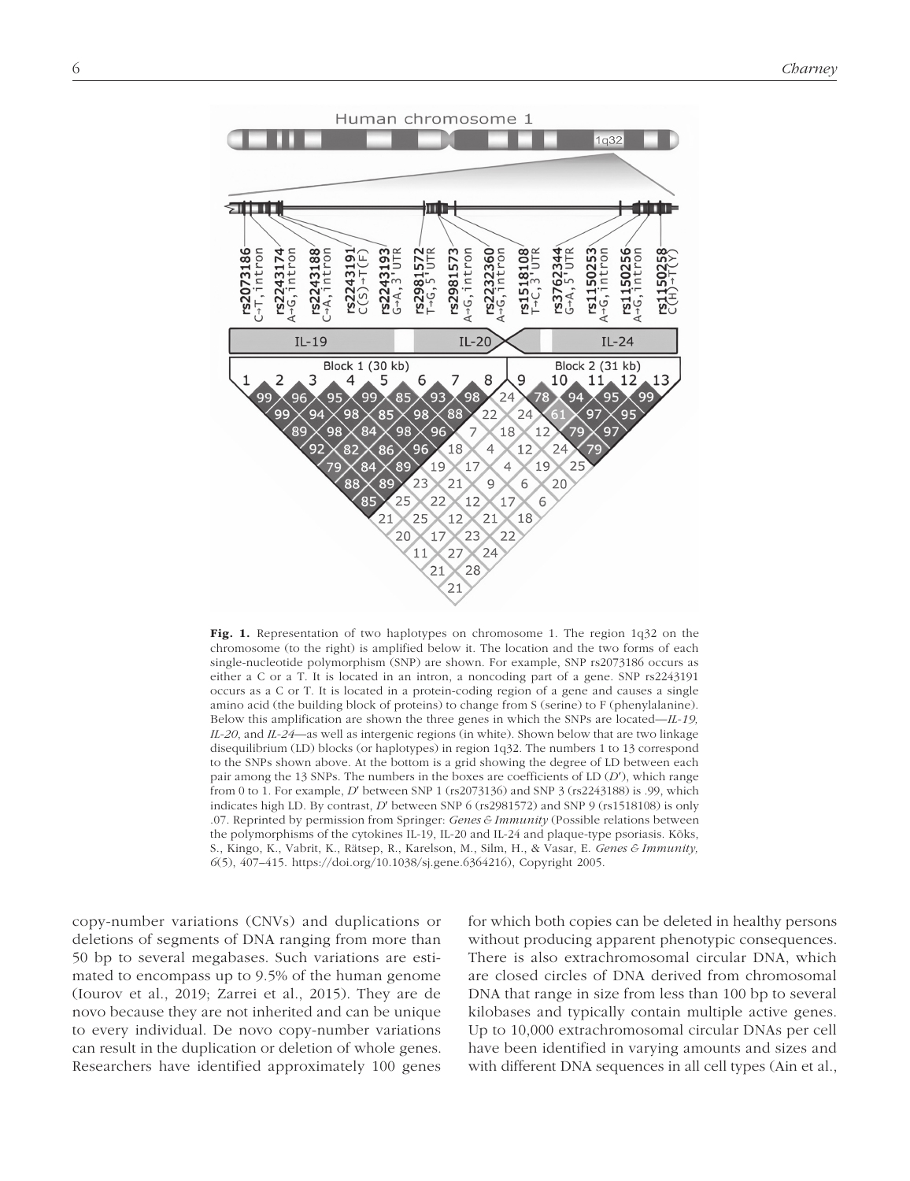**Fig. 1.** Representation of two haplotypes on chromosome 1. The region 1q32 on the chromosome (to the right) is amplified below it. The location and the two forms of each single-nucleotide polymorphism (SNP) are shown. For example, SNP rs2073186 occurs as either a C or a T. It is located in an intron, a noncoding part of a gene. SNP rs2243191 occurs as a C or T. It is located in a protein-coding region of a gene and causes a single amino acid (the building block of proteins) to change from S (serine) to F (phenylalanine). Below this amplification are shown the three genes in which the SNPs are located—*IL-19*, *IL-20*, and *IL-24*—as well as intergenic regions (in white). Shown below that are two linkage disequilibrium (LD) blocks (or haplotypes) in region 1q32. The numbers 1 to 13 correspond to the SNPs shown above. At the bottom is a grid showing the degree of LD between each pair among the 13 SNPs. The numbers in the boxes are coefficients of LD ($D'$), which range from 0 to 1. For example, $D'$ between SNP 1 (rs2073136) and SNP 3 (rs2243188) is .99, which indicates high LD. By contrast, $D'$ between SNP 6 (rs2981572) and SNP 9 (rs1518108) is only .07. Reprinted by permission from Springer: *Genes & Immunity* (Possible relations between the polymorphisms of the cytokines IL-19, IL-20 and IL-24 and plaque-type psoriasis. Kõks, S., Kingo, K., Vabrit, K., Rätsep, R., Karelson, M., Silm, H., & Vasar, E. *Genes & Immunity, 6*(5), 407–415. https://doi.org/10.1038/sj.gene.6364216), Copyright 2005.

copy-number variations (CNVs) and duplications or deletions of segments of DNA ranging from more than 50 bp to several megabases. Such variations are estimated to encompass up to 9.5% of the human genome (Iourov et al., 2019; Zarrei et al., 2015). They are de novo because they are not inherited and can be unique to every individual. De novo copy-number variations can result in the duplication or deletion of whole genes. Researchers have identified approximately 100 genes for which both copies can be deleted in healthy persons without producing apparent phenotypic consequences. There is also extrachromosomal circular DNA, which are closed circles of DNA derived from chromosomal DNA that range in size from less than 100 bp to several kilobases and typically contain multiple active genes. Up to 10,000 extrachromosomal circular DNAs per cell have been identified in varying amounts and sizes and with different DNA sequences in all cell types (Ain et al.,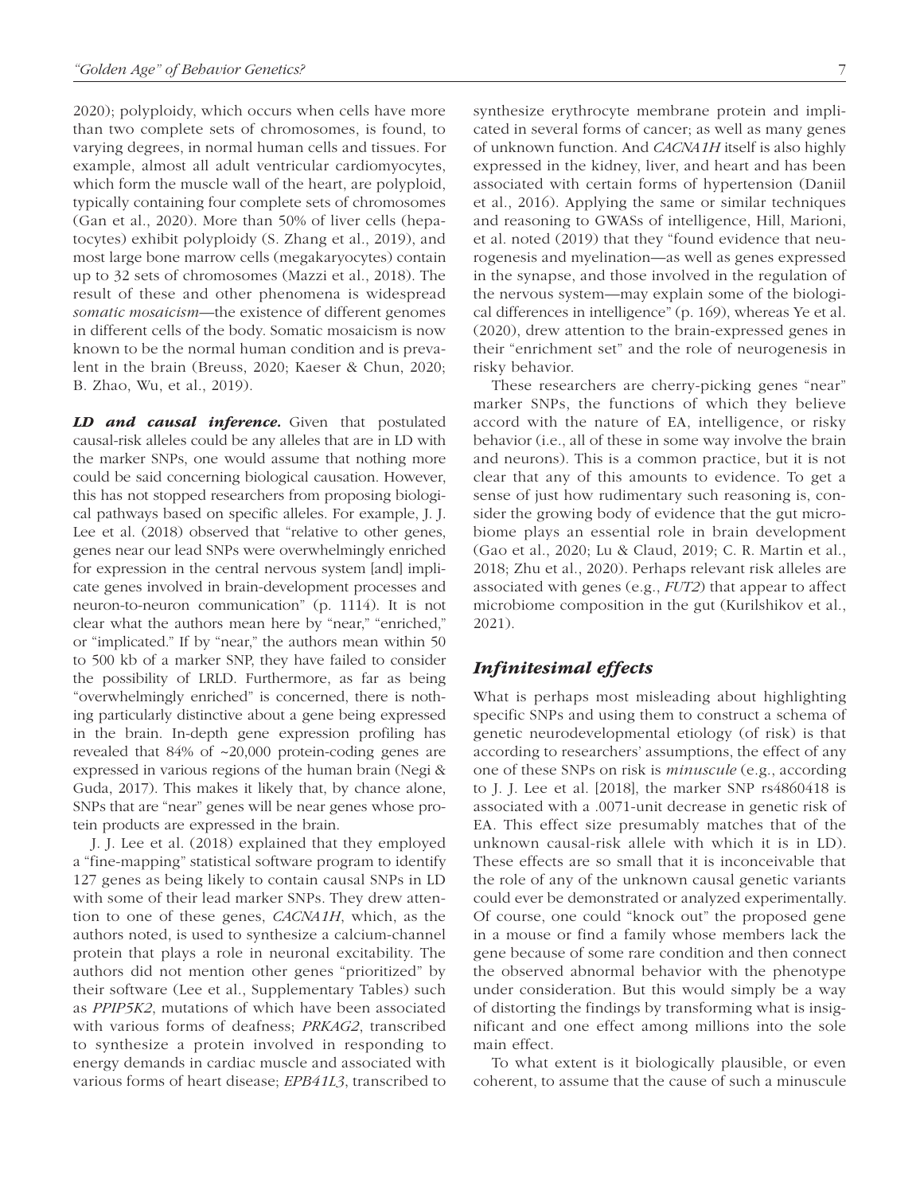2020); polyploidy, which occurs when cells have more than two complete sets of chromosomes, is found, to varying degrees, in normal human cells and tissues. For example, almost all adult ventricular cardiomyocytes, which form the muscle wall of the heart, are polyploid, typically containing four complete sets of chromosomes (Gan et al., 2020). More than 50% of liver cells (hepatocytes) exhibit polyploidy (S. Zhang et al., 2019), and most large bone marrow cells (megakaryocytes) contain up to 32 sets of chromosomes (Mazzi et al., 2018). The result of these and other phenomena is widespread *somatic mosaicism*—the existence of different genomes in different cells of the body. Somatic mosaicism is now known to be the normal human condition and is prevalent in the brain (Breuss, 2020; Kaeser & Chun, 2020; B. Zhao, Wu, et al., 2019).

***LD and causal inference.*** Given that postulated causal-risk alleles could be any alleles that are in LD with the marker SNPs, one would assume that nothing more could be said concerning biological causation. However, this has not stopped researchers from proposing biological pathways based on specific alleles. For example, J. J. Lee et al. (2018) observed that "relative to other genes, genes near our lead SNPs were overwhelmingly enriched for expression in the central nervous system [and] implicate genes involved in brain-development processes and neuron-to-neuron communication" (p. 1114). It is not clear what the authors mean here by "near," "enriched," or "implicated." If by "near," the authors mean within 50 to 500 kb of a marker SNP, they have failed to consider the possibility of LRLD. Furthermore, as far as being "overwhelmingly enriched" is concerned, there is nothing particularly distinctive about a gene being expressed in the brain. In-depth gene expression profiling has revealed that 84% of ~20,000 protein-coding genes are expressed in various regions of the human brain (Negi & Guda, 2017). This makes it likely that, by chance alone, SNPs that are "near" genes will be near genes whose protein products are expressed in the brain.

J. J. Lee et al. (2018) explained that they employed a "fine-mapping" statistical software program to identify 127 genes as being likely to contain causal SNPs in LD with some of their lead marker SNPs. They drew attention to one of these genes, *CACNA1H*, which, as the authors noted, is used to synthesize a calcium-channel protein that plays a role in neuronal excitability. The authors did not mention other genes "prioritized" by their software (Lee et al., Supplementary Tables) such as *PPIP5K2*, mutations of which have been associated with various forms of deafness; *PRKAG2*, transcribed to synthesize a protein involved in responding to energy demands in cardiac muscle and associated with various forms of heart disease; *EPB41L3*, transcribed to synthesize erythrocyte membrane protein and implicated in several forms of cancer; as well as many genes of unknown function. And *CACNA1H* itself is also highly expressed in the kidney, liver, and heart and has been associated with certain forms of hypertension (Daniil et al., 2016). Applying the same or similar techniques and reasoning to GWASs of intelligence, Hill, Marioni, et al. noted (2019) that they "found evidence that neurogenesis and myelination—as well as genes expressed in the synapse, and those involved in the regulation of the nervous system—may explain some of the biological differences in intelligence" (p. 169), whereas Ye et al. (2020), drew attention to the brain-expressed genes in their "enrichment set" and the role of neurogenesis in risky behavior.

These researchers are cherry-picking genes "near" marker SNPs, the functions of which they believe accord with the nature of EA, intelligence, or risky behavior (i.e., all of these in some way involve the brain and neurons). This is a common practice, but it is not clear that any of this amounts to evidence. To get a sense of just how rudimentary such reasoning is, consider the growing body of evidence that the gut microbiome plays an essential role in brain development (Gao et al., 2020; Lu & Claud, 2019; C. R. Martin et al., 2018; Zhu et al., 2020). Perhaps relevant risk alleles are associated with genes (e.g., *FUT2*) that appear to affect microbiome composition in the gut (Kurilshikov et al., 2021).

## *Infinitesimal effects*

What is perhaps most misleading about highlighting specific SNPs and using them to construct a schema of genetic neurodevelopmental etiology (of risk) is that according to researchers' assumptions, the effect of any one of these SNPs on risk is *minuscule* (e.g., according to J. J. Lee et al. [2018], the marker SNP rs4860418 is associated with a .0071-unit decrease in genetic risk of EA. This effect size presumably matches that of the unknown causal-risk allele with which it is in LD). These effects are so small that it is inconceivable that the role of any of the unknown causal genetic variants could ever be demonstrated or analyzed experimentally. Of course, one could "knock out" the proposed gene in a mouse or find a family whose members lack the gene because of some rare condition and then connect the observed abnormal behavior with the phenotype under consideration. But this would simply be a way of distorting the findings by transforming what is insignificant and one effect among millions into the sole main effect.

To what extent is it biologically plausible, or even coherent, to assume that the cause of such a minuscule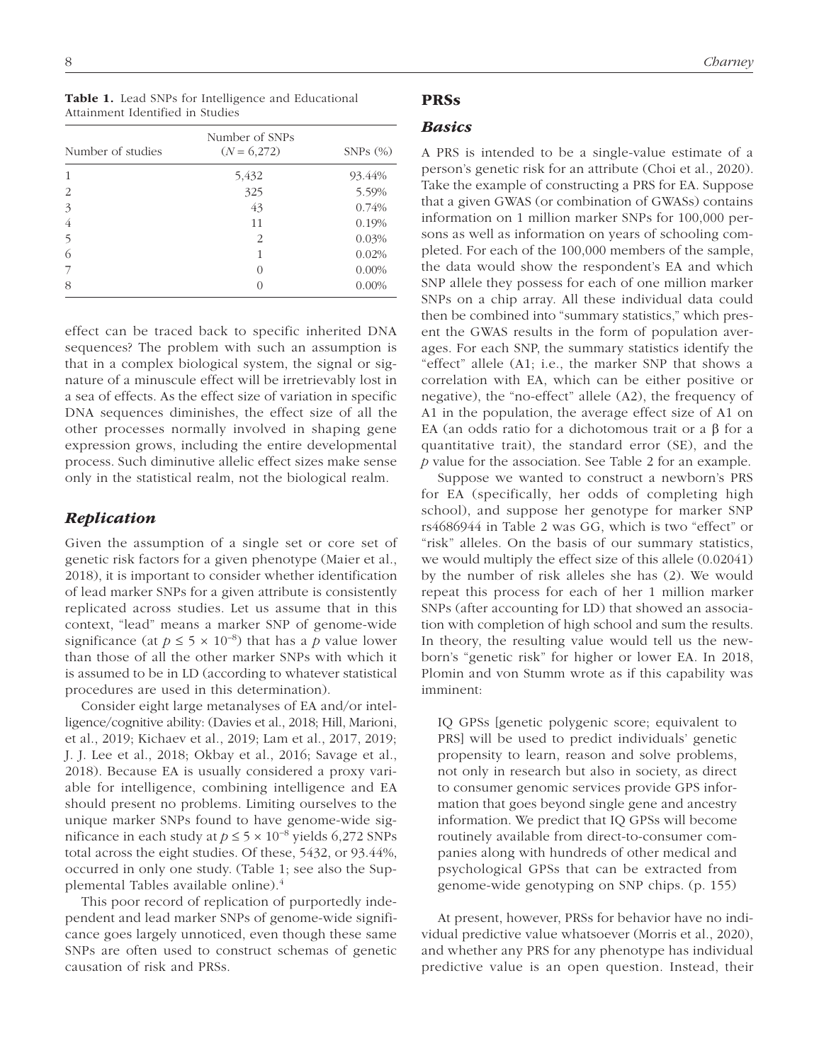**Table 1.** Lead SNPs for Intelligence and Educational Attainment Identified in Studies

| Number of studies | Number of SNPs ($N = 6{,}272$) | SNPs (%) |
|---|---|---|
| 1 | 5,432 | 93.44% |
| 2 | 325 | 5.59% |
| 3 | 43 | 0.74% |
| 4 | 11 | 0.19% |
| 5 | 2 | 0.03% |
| 6 | 1 | 0.02% |
| 7 | 0 | 0.00% |
| 8 | 0 | 0.00% |

effect can be traced back to specific inherited DNA sequences? The problem with such an assumption is that in a complex biological system, the signal or signature of a minuscule effect will be irretrievably lost in a sea of effects. As the effect size of variation in specific DNA sequences diminishes, the effect size of all the other processes normally involved in shaping gene expression grows, including the entire developmental process. Such diminutive allelic effect sizes make sense only in the statistical realm, not the biological realm.

## *Replication*

Given the assumption of a single set or core set of genetic risk factors for a given phenotype (Maier et al., 2018), it is important to consider whether identification of lead marker SNPs for a given attribute is consistently replicated across studies. Let us assume that in this context, "lead" means a marker SNP of genome-wide significance (at $p \leq 5 \times 10^{-8}$) that has a *p* value lower than those of all the other marker SNPs with which it is assumed to be in LD (according to whatever statistical procedures are used in this determination).

Consider eight large metanalyses of EA and/or intelligence/cognitive ability: (Davies et al., 2018; Hill, Marioni, et al., 2019; Kichaev et al., 2019; Lam et al., 2017, 2019; J. J. Lee et al., 2018; Okbay et al., 2016; Savage et al., 2018). Because EA is usually considered a proxy variable for intelligence, combining intelligence and EA should present no problems. Limiting ourselves to the unique marker SNPs found to have genome-wide significance in each study at $p \leq 5 \times 10^{-8}$ yields 6,272 SNPs total across the eight studies. Of these, 5432, or 93.44%, occurred in only one study. (Table 1; see also the Supplemental Tables available online).[4]

This poor record of replication of purportedly independent and lead marker SNPs of genome-wide significance goes largely unnoticed, even though these same SNPs are often used to construct schemas of genetic causation of risk and PRSs.

# PRSs

## *Basics*

A PRS is intended to be a single-value estimate of a person's genetic risk for an attribute (Choi et al., 2020). Take the example of constructing a PRS for EA. Suppose that a given GWAS (or combination of GWASs) contains information on 1 million marker SNPs for 100,000 persons as well as information on years of schooling completed. For each of the 100,000 members of the sample, the data would show the respondent's EA and which SNP allele they possess for each of one million marker SNPs on a chip array. All these individual data could then be combined into "summary statistics," which present the GWAS results in the form of population averages. For each SNP, the summary statistics identify the "effect" allele (A1; i.e., the marker SNP that shows a correlation with EA, which can be either positive or negative), the "no-effect" allele (A2), the frequency of A1 in the population, the average effect size of A1 on EA (an odds ratio for a dichotomous trait or a β for a quantitative trait), the standard error (SE), and the *p* value for the association. See Table 2 for an example.

Suppose we wanted to construct a newborn's PRS for EA (specifically, her odds of completing high school), and suppose her genotype for marker SNP rs4686944 in Table 2 was GG, which is two "effect" or "risk" alleles. On the basis of our summary statistics, we would multiply the effect size of this allele (0.02041) by the number of risk alleles she has (2). We would repeat this process for each of her 1 million marker SNPs (after accounting for LD) that showed an association with completion of high school and sum the results. In theory, the resulting value would tell us the newborn's "genetic risk" for higher or lower EA. In 2018, Plomin and von Stumm wrote as if this capability was imminent:

> IQ GPSs [genetic polygenic score; equivalent to PRS] will be used to predict individuals' genetic propensity to learn, reason and solve problems, not only in research but also in society, as direct to consumer genomic services provide GPS information that goes beyond single gene and ancestry information. We predict that IQ GPSs will become routinely available from direct-to-consumer companies along with hundreds of other medical and psychological GPSs that can be extracted from genome-wide genotyping on SNP chips. (p. 155)

At present, however, PRSs for behavior have no individual predictive value whatsoever (Morris et al., 2020), and whether any PRS for any phenotype has individual predictive value is an open question. Instead, their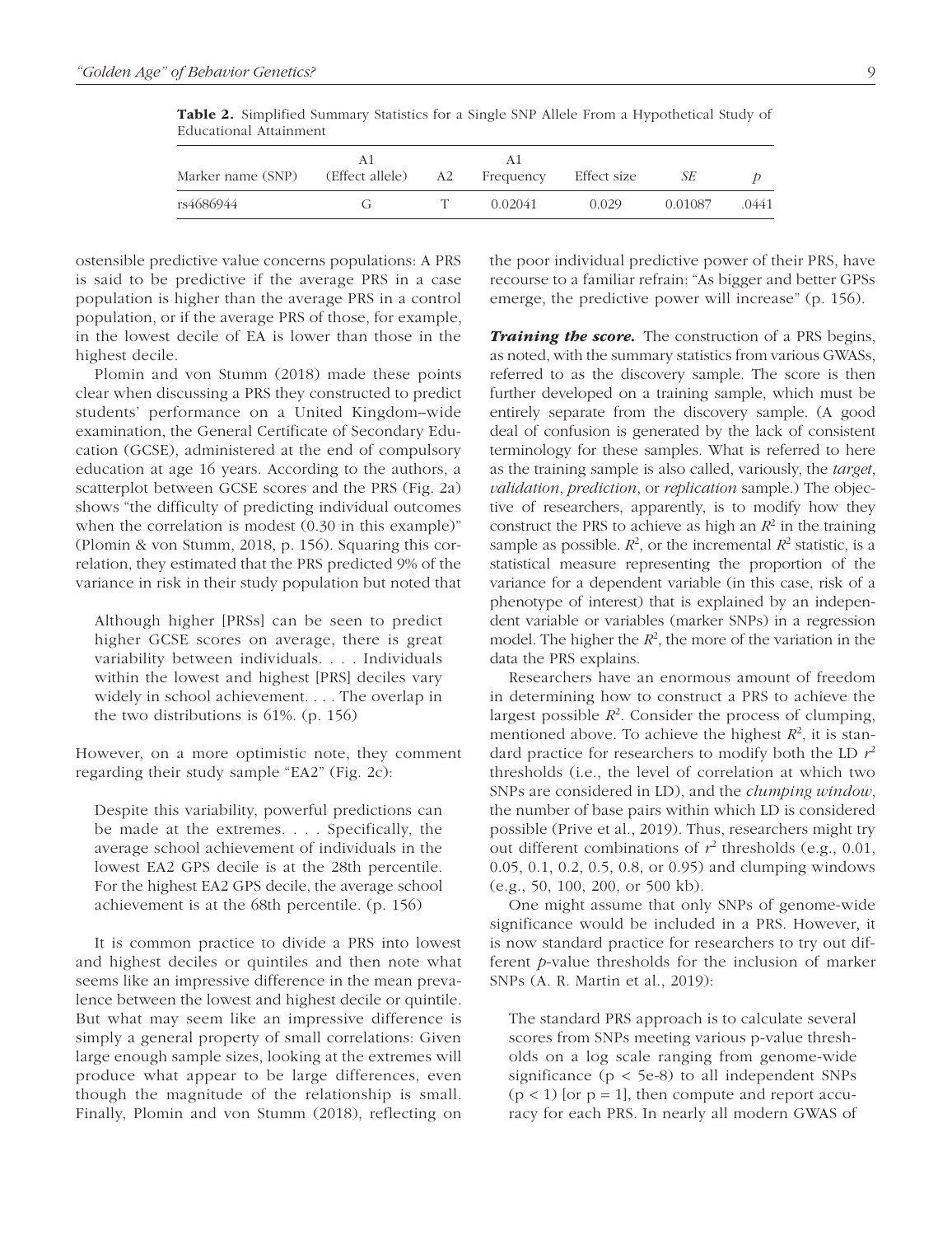**Table 2.** Simplified Summary Statistics for a Single SNP Allele From a Hypothetical Study of Educational Attainment

| Marker name (SNP) | A1 (Effect allele) | A2 | A1 Frequency | Effect size | *SE* | *p* |
|---|---|---|---|---|---|---|
| rs4686944 | G | T | 0.02041 | 0.029 | 0.01087 | .0441 |

ostensible predictive value concerns populations: A PRS is said to be predictive if the average PRS in a case population is higher than the average PRS in a control population, or if the average PRS of those, for example, in the lowest decile of EA is lower than those in the highest decile.

Plomin and von Stumm (2018) made these points clear when discussing a PRS they constructed to predict students' performance on a United Kingdom–wide examination, the General Certificate of Secondary Education (GCSE), administered at the end of compulsory education at age 16 years. According to the authors, a scatterplot between GCSE scores and the PRS (Fig. 2a) shows "the difficulty of predicting individual outcomes when the correlation is modest (0.30 in this example)" (Plomin & von Stumm, 2018, p. 156). Squaring this correlation, they estimated that the PRS predicted 9% of the variance in risk in their study population but noted that

> Although higher [PRSs] can be seen to predict higher GCSE scores on average, there is great variability between individuals. . . . Individuals within the lowest and highest [PRS] deciles vary widely in school achievement. . . . The overlap in the two distributions is 61%. (p. 156)

However, on a more optimistic note, they comment regarding their study sample "EA2" (Fig. 2c):

> Despite this variability, powerful predictions can be made at the extremes. . . . Specifically, the average school achievement of individuals in the lowest EA2 GPS decile is at the 28th percentile. For the highest EA2 GPS decile, the average school achievement is at the 68th percentile. (p. 156)

It is common practice to divide a PRS into lowest and highest deciles or quintiles and then note what seems like an impressive difference in the mean prevalence between the lowest and highest decile or quintile. But what may seem like an impressive difference is simply a general property of small correlations: Given large enough sample sizes, looking at the extremes will produce what appear to be large differences, even though the magnitude of the relationship is small. Finally, Plomin and von Stumm (2018), reflecting on the poor individual predictive power of their PRS, have recourse to a familiar refrain: "As bigger and better GPSs emerge, the predictive power will increase" (p. 156).

***Training the score.*** The construction of a PRS begins, as noted, with the summary statistics from various GWASs, referred to as the discovery sample. The score is then further developed on a training sample, which must be entirely separate from the discovery sample. (A good deal of confusion is generated by the lack of consistent terminology for these samples. What is referred to here as the training sample is also called, variously, the *target*, *validation*, *prediction*, or *replication* sample.) The objective of researchers, apparently, is to modify how they construct the PRS to achieve as high an $R^2$ in the training sample as possible. $R^2$, or the incremental $R^2$ statistic, is a statistical measure representing the proportion of the variance for a dependent variable (in this case, risk of a phenotype of interest) that is explained by an independent variable or variables (marker SNPs) in a regression model. The higher the $R^2$, the more of the variation in the data the PRS explains.

Researchers have an enormous amount of freedom in determining how to construct a PRS to achieve the largest possible $R^2$. Consider the process of clumping, mentioned above. To achieve the highest $R^2$, it is standard practice for researchers to modify both the LD $r^2$ thresholds (i.e., the level of correlation at which two SNPs are considered in LD), and the *clumping window*, the number of base pairs within which LD is considered possible (Prive et al., 2019). Thus, researchers might try out different combinations of $r^2$ thresholds (e.g., 0.01, 0.05, 0.1, 0.2, 0.5, 0.8, or 0.95) and clumping windows (e.g., 50, 100, 200, or 500 kb).

One might assume that only SNPs of genome-wide significance would be included in a PRS. However, it is now standard practice for researchers to try out different *p*-value thresholds for the inclusion of marker SNPs (A. R. Martin et al., 2019):

> The standard PRS approach is to calculate several scores from SNPs meeting various p-value thresholds on a log scale ranging from genome-wide significance (p < 5e-8) to all independent SNPs (p < 1) [or p = 1], then compute and report accuracy for each PRS. In nearly all modern GWAS of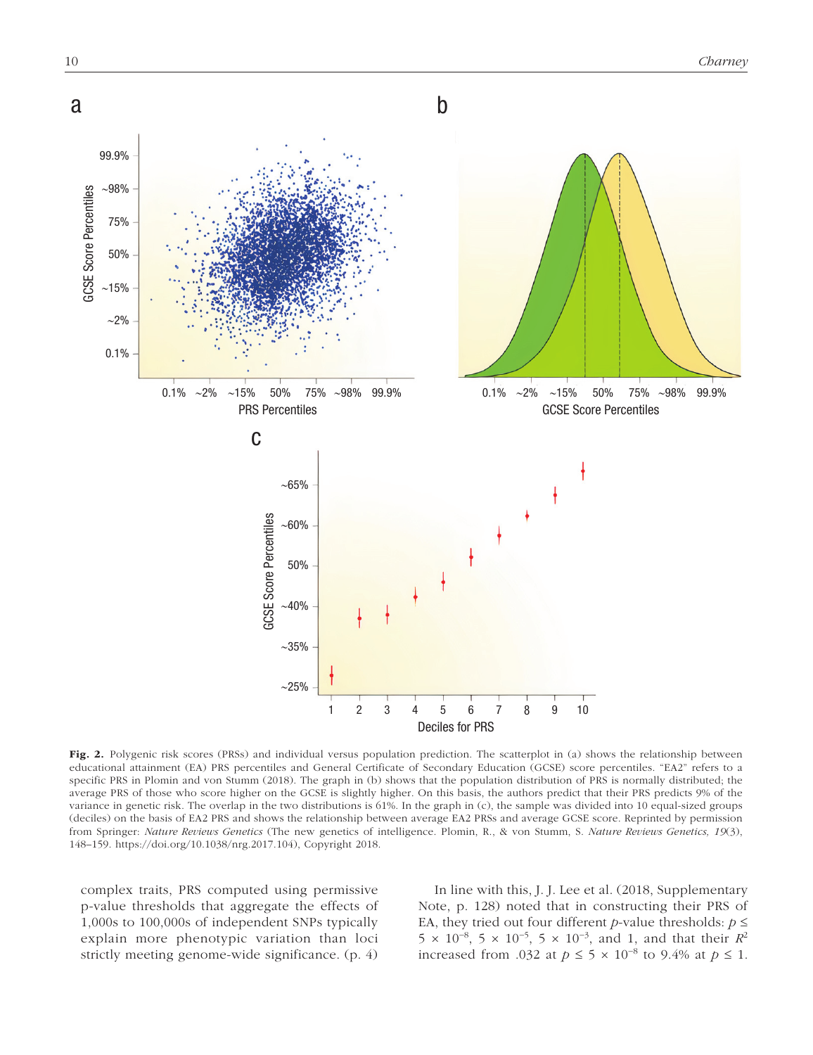**Fig. 2.** Polygenic risk scores (PRSs) and individual versus population prediction. The scatterplot in (a) shows the relationship between educational attainment (EA) PRS percentiles and General Certificate of Secondary Education (GCSE) score percentiles. "EA2" refers to a specific PRS in Plomin and von Stumm (2018). The graph in (b) shows that the population distribution of PRS is normally distributed; the average PRS of those who score higher on the GCSE is slightly higher. On this basis, the authors predict that their PRS predicts 9% of the variance in genetic risk. The overlap in the two distributions is 61%. In the graph in (c), the sample was divided into 10 equal-sized groups (deciles) on the basis of EA2 PRS and shows the relationship between average EA2 PRSs and average GCSE score. Reprinted by permission from Springer: *Nature Reviews Genetics* (The new genetics of intelligence. Plomin, R., & von Stumm, S. *Nature Reviews Genetics, 19*(3), 148–159. https://doi.org/10.1038/nrg.2017.104), Copyright 2018.

complex traits, PRS computed using permissive p-value thresholds that aggregate the effects of 1,000s to 100,000s of independent SNPs typically explain more phenotypic variation than loci strictly meeting genome-wide significance. (p. 4)

In line with this, J. J. Lee et al. (2018, Supplementary Note, p. 128) noted that in constructing their PRS of EA, they tried out four different $p$-value thresholds: $p \leq 5 \times 10^{-8}$, $5 \times 10^{-5}$, $5 \times 10^{-3}$, and 1, and that their $R^2$ increased from .032 at $p \leq 5 \times 10^{-8}$ to 9.4% at $p \leq 1$.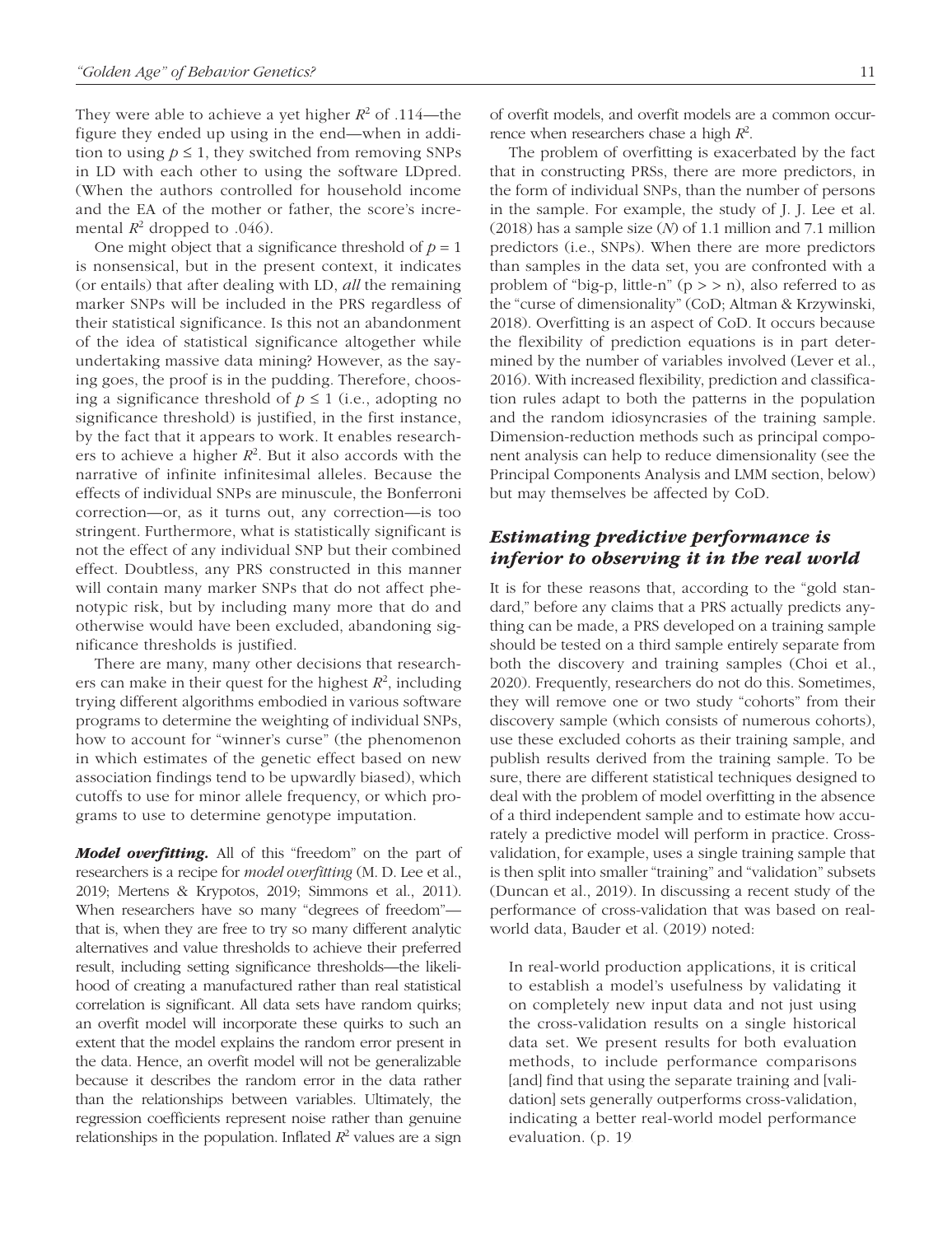They were able to achieve a yet higher $R^2$ of .114—the figure they ended up using in the end—when in addition to using $p \leq 1$, they switched from removing SNPs in LD with each other to using the software LDpred. (When the authors controlled for household income and the EA of the mother or father, the score's incremental $R^2$ dropped to .046).

One might object that a significance threshold of $p = 1$ is nonsensical, but in the present context, it indicates (or entails) that after dealing with LD, *all* the remaining marker SNPs will be included in the PRS regardless of their statistical significance. Is this not an abandonment of the idea of statistical significance altogether while undertaking massive data mining? However, as the saying goes, the proof is in the pudding. Therefore, choosing a significance threshold of $p \leq 1$ (i.e., adopting no significance threshold) is justified, in the first instance, by the fact that it appears to work. It enables researchers to achieve a higher $R^2$. But it also accords with the narrative of infinite infinitesimal alleles. Because the effects of individual SNPs are minuscule, the Bonferroni correction—or, as it turns out, any correction—is too stringent. Furthermore, what is statistically significant is not the effect of any individual SNP but their combined effect. Doubtless, any PRS constructed in this manner will contain many marker SNPs that do not affect phenotypic risk, but by including many more that do and otherwise would have been excluded, abandoning significance thresholds is justified.

There are many, many other decisions that researchers can make in their quest for the highest $R^2$, including trying different algorithms embodied in various software programs to determine the weighting of individual SNPs, how to account for "winner's curse" (the phenomenon in which estimates of the genetic effect based on new association findings tend to be upwardly biased), which cutoffs to use for minor allele frequency, or which programs to use to determine genotype imputation.

***Model overfitting.*** All of this "freedom" on the part of researchers is a recipe for *model overfitting* (M. D. Lee et al., 2019; Mertens & Krypotos, 2019; Simmons et al., 2011). When researchers have so many "degrees of freedom"—that is, when they are free to try so many different analytic alternatives and value thresholds to achieve their preferred result, including setting significance thresholds—the likelihood of creating a manufactured rather than real statistical correlation is significant. All data sets have random quirks; an overfit model will incorporate these quirks to such an extent that the model explains the random error present in the data. Hence, an overfit model will not be generalizable because it describes the random error in the data rather than the relationships between variables. Ultimately, the regression coefficients represent noise rather than genuine relationships in the population. Inflated $R^2$ values are a sign of overfit models, and overfit models are a common occurrence when researchers chase a high $R^2$.

The problem of overfitting is exacerbated by the fact that in constructing PRSs, there are more predictors, in the form of individual SNPs, than the number of persons in the sample. For example, the study of J. J. Lee et al. (2018) has a sample size (*N*) of 1.1 million and 7.1 million predictors (i.e., SNPs). When there are more predictors than samples in the data set, you are confronted with a problem of "big-p, little-n" ($p >> n$), also referred to as the "curse of dimensionality" (CoD; Altman & Krzywinski, 2018). Overfitting is an aspect of CoD. It occurs because the flexibility of prediction equations is in part determined by the number of variables involved (Lever et al., 2016). With increased flexibility, prediction and classification rules adapt to both the patterns in the population and the random idiosyncrasies of the training sample. Dimension-reduction methods such as principal component analysis can help to reduce dimensionality (see the Principal Components Analysis and LMM section, below) but may themselves be affected by CoD.

### *Estimating predictive performance is inferior to observing it in the real world*

It is for these reasons that, according to the "gold standard," before any claims that a PRS actually predicts anything can be made, a PRS developed on a training sample should be tested on a third sample entirely separate from both the discovery and training samples (Choi et al., 2020). Frequently, researchers do not do this. Sometimes, they will remove one or two study "cohorts" from their discovery sample (which consists of numerous cohorts), use these excluded cohorts as their training sample, and publish results derived from the training sample. To be sure, there are different statistical techniques designed to deal with the problem of model overfitting in the absence of a third independent sample and to estimate how accurately a predictive model will perform in practice. Cross-validation, for example, uses a single training sample that is then split into smaller "training" and "validation" subsets (Duncan et al., 2019). In discussing a recent study of the performance of cross-validation that was based on real-world data, Bauder et al. (2019) noted:

> In real-world production applications, it is critical to establish a model's usefulness by validating it on completely new input data and not just using the cross-validation results on a single historical data set. We present results for both evaluation methods, to include performance comparisons [and] find that using the separate training and [validation] sets generally outperforms cross-validation, indicating a better real-world model performance evaluation. (p. 19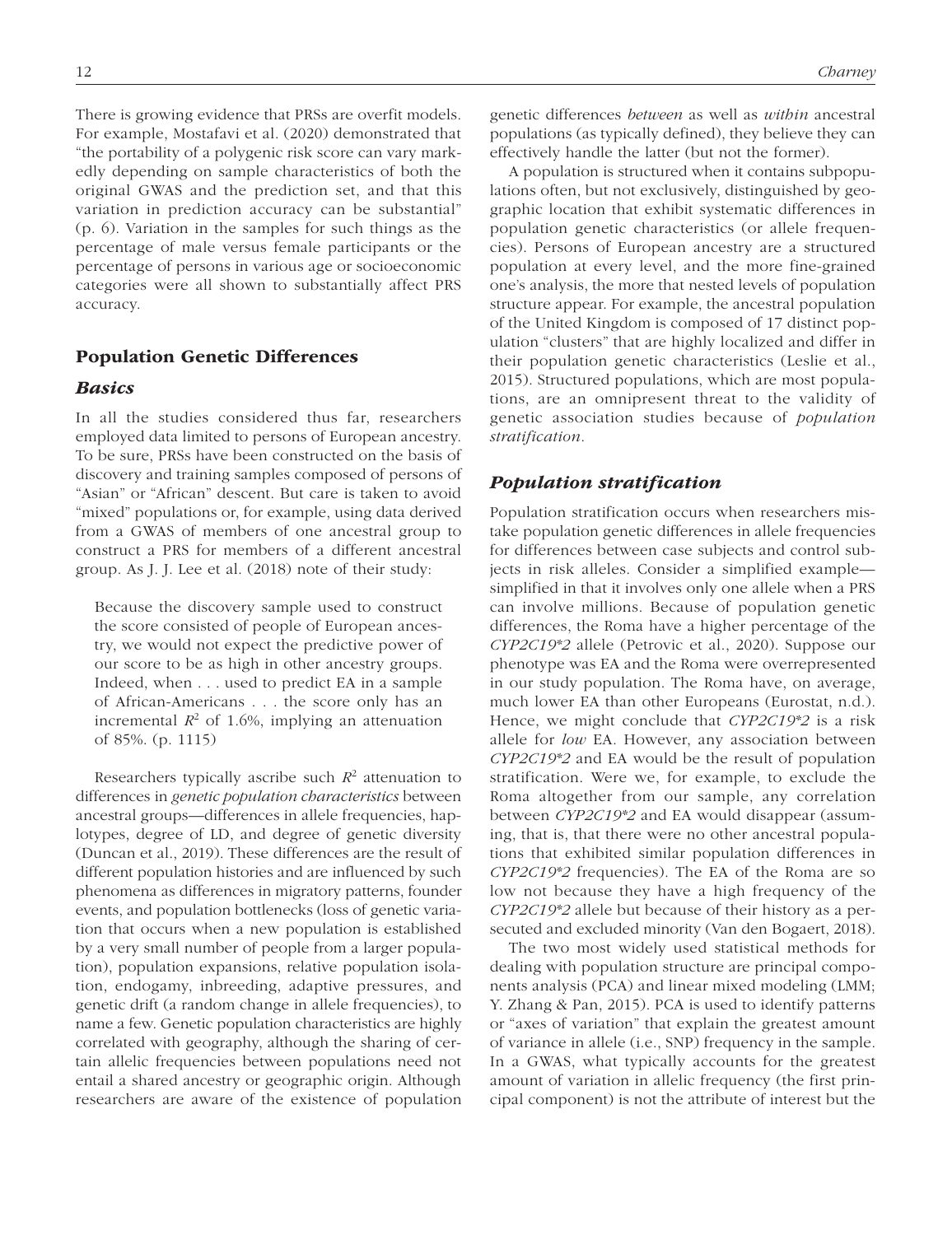There is growing evidence that PRSs are overfit models. For example, Mostafavi et al. (2020) demonstrated that "the portability of a polygenic risk score can vary markedly depending on sample characteristics of both the original GWAS and the prediction set, and that this variation in prediction accuracy can be substantial" (p. 6). Variation in the samples for such things as the percentage of male versus female participants or the percentage of persons in various age or socioeconomic categories were all shown to substantially affect PRS accuracy.

## Population Genetic Differences

### *Basics*

In all the studies considered thus far, researchers employed data limited to persons of European ancestry. To be sure, PRSs have been constructed on the basis of discovery and training samples composed of persons of "Asian" or "African" descent. But care is taken to avoid "mixed" populations or, for example, using data derived from a GWAS of members of one ancestral group to construct a PRS for members of a different ancestral group. As J. J. Lee et al. (2018) note of their study:

> Because the discovery sample used to construct the score consisted of people of European ancestry, we would not expect the predictive power of our score to be as high in other ancestry groups. Indeed, when . . . used to predict EA in a sample of African-Americans . . . the score only has an incremental $R^2$ of 1.6%, implying an attenuation of 85%. (p. 1115)

Researchers typically ascribe such $R^2$ attenuation to differences in *genetic population characteristics* between ancestral groups—differences in allele frequencies, haplotypes, degree of LD, and degree of genetic diversity (Duncan et al., 2019). These differences are the result of different population histories and are influenced by such phenomena as differences in migratory patterns, founder events, and population bottlenecks (loss of genetic variation that occurs when a new population is established by a very small number of people from a larger population), population expansions, relative population isolation, endogamy, inbreeding, adaptive pressures, and genetic drift (a random change in allele frequencies), to name a few. Genetic population characteristics are highly correlated with geography, although the sharing of certain allelic frequencies between populations need not entail a shared ancestry or geographic origin. Although researchers are aware of the existence of population genetic differences *between* as well as *within* ancestral populations (as typically defined), they believe they can effectively handle the latter (but not the former).

A population is structured when it contains subpopulations often, but not exclusively, distinguished by geographic location that exhibit systematic differences in population genetic characteristics (or allele frequencies). Persons of European ancestry are a structured population at every level, and the more fine-grained one's analysis, the more that nested levels of population structure appear. For example, the ancestral population of the United Kingdom is composed of 17 distinct population "clusters" that are highly localized and differ in their population genetic characteristics (Leslie et al., 2015). Structured populations, which are most populations, are an omnipresent threat to the validity of genetic association studies because of *population stratification*.

### *Population stratification*

Population stratification occurs when researchers mistake population genetic differences in allele frequencies for differences between case subjects and control subjects in risk alleles. Consider a simplified example—simplified in that it involves only one allele when a PRS can involve millions. Because of population genetic differences, the Roma have a higher percentage of the *CYP2C19\*2* allele (Petrovic et al., 2020). Suppose our phenotype was EA and the Roma were overrepresented in our study population. The Roma have, on average, much lower EA than other Europeans (Eurostat, n.d.). Hence, we might conclude that *CYP2C19\*2* is a risk allele for *low* EA. However, any association between *CYP2C19\*2* and EA would be the result of population stratification. Were we, for example, to exclude the Roma altogether from our sample, any correlation between *CYP2C19\*2* and EA would disappear (assuming, that is, that there were no other ancestral populations that exhibited similar population differences in *CYP2C19\*2* frequencies). The EA of the Roma are so low not because they have a high frequency of the *CYP2C19\*2* allele but because of their history as a persecuted and excluded minority (Van den Bogaert, 2018).

The two most widely used statistical methods for dealing with population structure are principal components analysis (PCA) and linear mixed modeling (LMM; Y. Zhang & Pan, 2015). PCA is used to identify patterns or "axes of variation" that explain the greatest amount of variance in allele (i.e., SNP) frequency in the sample. In a GWAS, what typically accounts for the greatest amount of variation in allelic frequency (the first principal component) is not the attribute of interest but the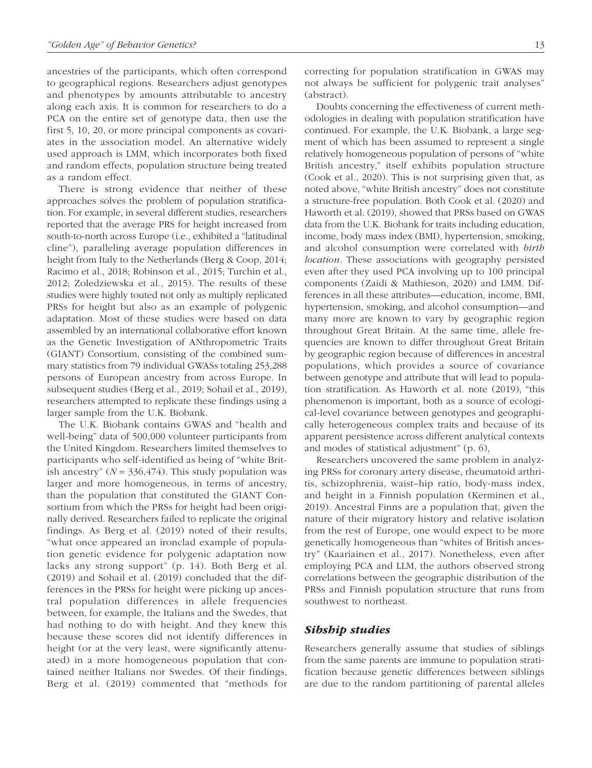ancestries of the participants, which often correspond to geographical regions. Researchers adjust genotypes and phenotypes by amounts attributable to ancestry along each axis. It is common for researchers to do a PCA on the entire set of genotype data, then use the first 5, 10, 20, or more principal components as covariates in the association model. An alternative widely used approach is LMM, which incorporates both fixed and random effects, population structure being treated as a random effect.

There is strong evidence that neither of these approaches solves the problem of population stratification. For example, in several different studies, researchers reported that the average PRS for height increased from south-to-north across Europe (i.e., exhibited a "latitudinal cline"), paralleling average population differences in height from Italy to the Netherlands (Berg & Coop, 2014; Racimo et al., 2018; Robinson et al., 2015; Turchin et al., 2012; Zoledziewska et al., 2015). The results of these studies were highly touted not only as multiply replicated PRSs for height but also as an example of polygenic adaptation. Most of these studies were based on data assembled by an international collaborative effort known as the Genetic Investigation of ANthropometric Traits (GIANT) Consortium, consisting of the combined summary statistics from 79 individual GWASs totaling 253,288 persons of European ancestry from across Europe. In subsequent studies (Berg et al., 2019; Sohail et al., 2019), researchers attempted to replicate these findings using a larger sample from the U.K. Biobank.

The U.K. Biobank contains GWAS and "health and well-being" data of 500,000 volunteer participants from the United Kingdom. Researchers limited themselves to participants who self-identified as being of "white British ancestry" ($N$ = 336,474). This study population was larger and more homogeneous, in terms of ancestry, than the population that constituted the GIANT Consortium from which the PRSs for height had been originally derived. Researchers failed to replicate the original findings. As Berg et al. (2019) noted of their results, "what once appeared an ironclad example of population genetic evidence for polygenic adaptation now lacks any strong support" (p. 14). Both Berg et al. (2019) and Sohail et al. (2019) concluded that the differences in the PRSs for height were picking up ancestral population differences in allele frequencies between, for example, the Italians and the Swedes, that had nothing to do with height. And they knew this because these scores did not identify differences in height (or at the very least, were significantly attenuated) in a more homogeneous population that contained neither Italians nor Swedes. Of their findings, Berg et al. (2019) commented that "methods for correcting for population stratification in GWAS may not always be sufficient for polygenic trait analyses" (abstract).

Doubts concerning the effectiveness of current methodologies in dealing with population stratification have continued. For example, the U.K. Biobank, a large segment of which has been assumed to represent a single relatively homogeneous population of persons of "white British ancestry," itself exhibits population structure (Cook et al., 2020). This is not surprising given that, as noted above, "white British ancestry" does not constitute a structure-free population. Both Cook et al. (2020) and Haworth et al. (2019), showed that PRSs based on GWAS data from the U.K. Biobank for traits including education, income, body mass index (BMI), hypertension, smoking, and alcohol consumption were correlated with *birth location*. These associations with geography persisted even after they used PCA involving up to 100 principal components (Zaidi & Mathieson, 2020) and LMM. Differences in all these attributes—education, income, BMI, hypertension, smoking, and alcohol consumption—and many more are known to vary by geographic region throughout Great Britain. At the same time, allele frequencies are known to differ throughout Great Britain by geographic region because of differences in ancestral populations, which provides a source of covariance between genotype and attribute that will lead to population stratification. As Haworth et al. note (2019), "this phenomenon is important, both as a source of ecological-level covariance between genotypes and geographically heterogeneous complex traits and because of its apparent persistence across different analytical contexts and modes of statistical adjustment" (p. 6),

Researchers uncovered the same problem in analyzing PRSs for coronary artery disease, rheumatoid arthritis, schizophrenia, waist–hip ratio, body-mass index, and height in a Finnish population (Kerminen et al., 2019). Ancestral Finns are a population that, given the nature of their migratory history and relative isolation from the rest of Europe, one would expect to be more genetically homogeneous than "whites of British ancestry" (Kaariainen et al., 2017). Nonetheless, even after employing PCA and LLM, the authors observed strong correlations between the geographic distribution of the PRSs and Finnish population structure that runs from southwest to northeast.

### *Sibship studies*

Researchers generally assume that studies of siblings from the same parents are immune to population stratification because genetic differences between siblings are due to the random partitioning of parental alleles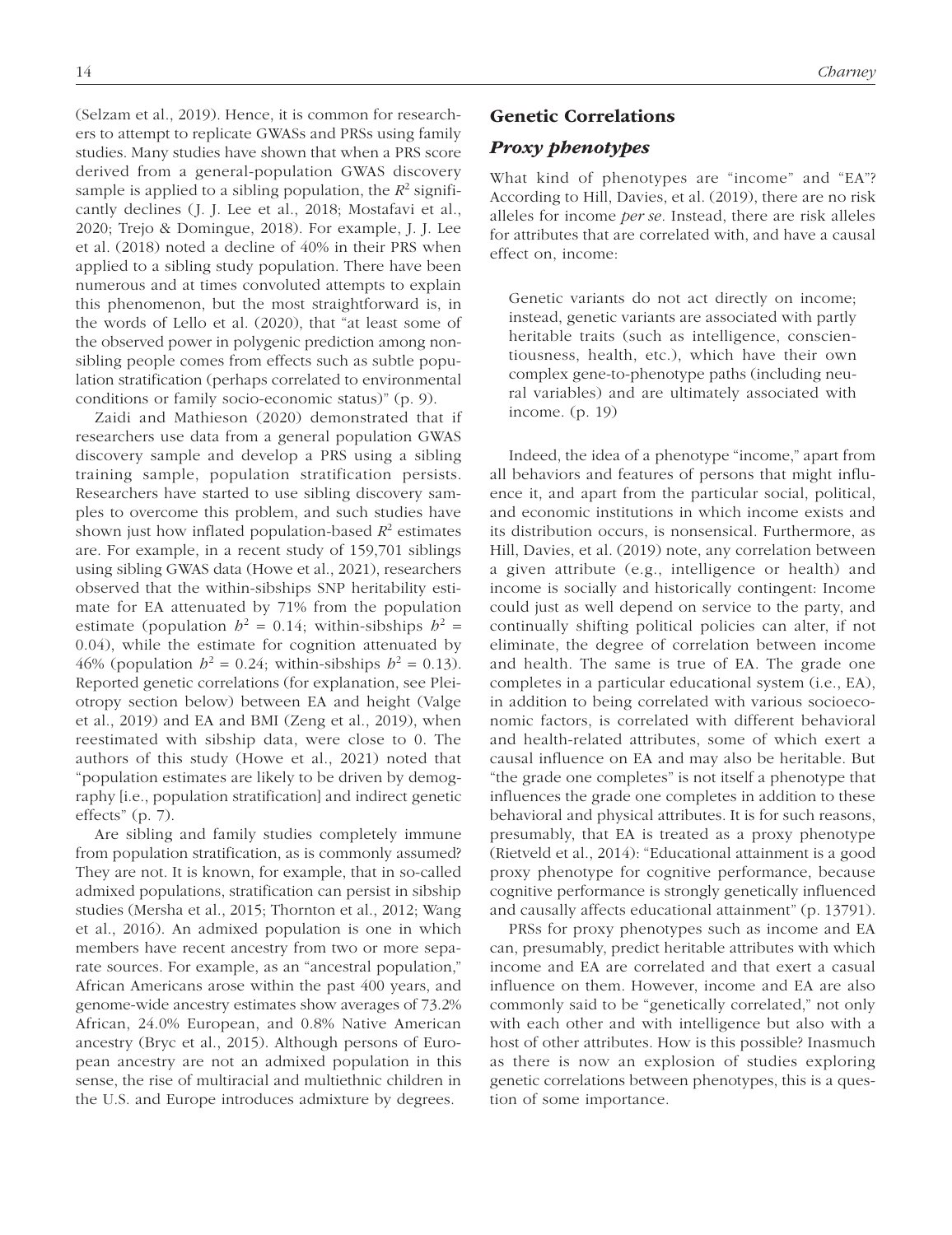(Selzam et al., 2019). Hence, it is common for researchers to attempt to replicate GWASs and PRSs using family studies. Many studies have shown that when a PRS score derived from a general-population GWAS discovery sample is applied to a sibling population, the $R^2$ significantly declines (J. J. Lee et al., 2018; Mostafavi et al., 2020; Trejo & Domingue, 2018). For example, J. J. Lee et al. (2018) noted a decline of 40% in their PRS when applied to a sibling study population. There have been numerous and at times convoluted attempts to explain this phenomenon, but the most straightforward is, in the words of Lello et al. (2020), that "at least some of the observed power in polygenic prediction among non-sibling people comes from effects such as subtle population stratification (perhaps correlated to environmental conditions or family socio-economic status)" (p. 9).

Zaidi and Mathieson (2020) demonstrated that if researchers use data from a general population GWAS discovery sample and develop a PRS using a sibling training sample, population stratification persists. Researchers have started to use sibling discovery samples to overcome this problem, and such studies have shown just how inflated population-based $R^2$ estimates are. For example, in a recent study of 159,701 siblings using sibling GWAS data (Howe et al., 2021), researchers observed that the within-sibships SNP heritability estimate for EA attenuated by 71% from the population estimate (population $h^2 = 0.14$; within-sibships $h^2 = 0.04$), while the estimate for cognition attenuated by 46% (population $h^2 = 0.24$; within-sibships $h^2 = 0.13$). Reported genetic correlations (for explanation, see Pleiotropy section below) between EA and height (Valge et al., 2019) and EA and BMI (Zeng et al., 2019), when reestimated with sibship data, were close to 0. The authors of this study (Howe et al., 2021) noted that "population estimates are likely to be driven by demography [i.e., population stratification] and indirect genetic effects" (p. 7).

Are sibling and family studies completely immune from population stratification, as is commonly assumed? They are not. It is known, for example, that in so-called admixed populations, stratification can persist in sibship studies (Mersha et al., 2015; Thornton et al., 2012; Wang et al., 2016). An admixed population is one in which members have recent ancestry from two or more separate sources. For example, as an "ancestral population," African Americans arose within the past 400 years, and genome-wide ancestry estimates show averages of 73.2% African, 24.0% European, and 0.8% Native American ancestry (Bryc et al., 2015). Although persons of European ancestry are not an admixed population in this sense, the rise of multiracial and multiethnic children in the U.S. and Europe introduces admixture by degrees.

## Genetic Correlations

### *Proxy phenotypes*

What kind of phenotypes are "income" and "EA"? According to Hill, Davies, et al. (2019), there are no risk alleles for income *per se*. Instead, there are risk alleles for attributes that are correlated with, and have a causal effect on, income:

> Genetic variants do not act directly on income; instead, genetic variants are associated with partly heritable traits (such as intelligence, conscientiousness, health, etc.), which have their own complex gene-to-phenotype paths (including neural variables) and are ultimately associated with income. (p. 19)

Indeed, the idea of a phenotype "income," apart from all behaviors and features of persons that might influence it, and apart from the particular social, political, and economic institutions in which income exists and its distribution occurs, is nonsensical. Furthermore, as Hill, Davies, et al. (2019) note, any correlation between a given attribute (e.g., intelligence or health) and income is socially and historically contingent: Income could just as well depend on service to the party, and continually shifting political policies can alter, if not eliminate, the degree of correlation between income and health. The same is true of EA. The grade one completes in a particular educational system (i.e., EA), in addition to being correlated with various socioeconomic factors, is correlated with different behavioral and health-related attributes, some of which exert a causal influence on EA and may also be heritable. But "the grade one completes" is not itself a phenotype that influences the grade one completes in addition to these behavioral and physical attributes. It is for such reasons, presumably, that EA is treated as a proxy phenotype (Rietveld et al., 2014): "Educational attainment is a good proxy phenotype for cognitive performance, because cognitive performance is strongly genetically influenced and causally affects educational attainment" (p. 13791).

PRSs for proxy phenotypes such as income and EA can, presumably, predict heritable attributes with which income and EA are correlated and that exert a casual influence on them. However, income and EA are also commonly said to be "genetically correlated," not only with each other and with intelligence but also with a host of other attributes. How is this possible? Inasmuch as there is now an explosion of studies exploring genetic correlations between phenotypes, this is a question of some importance.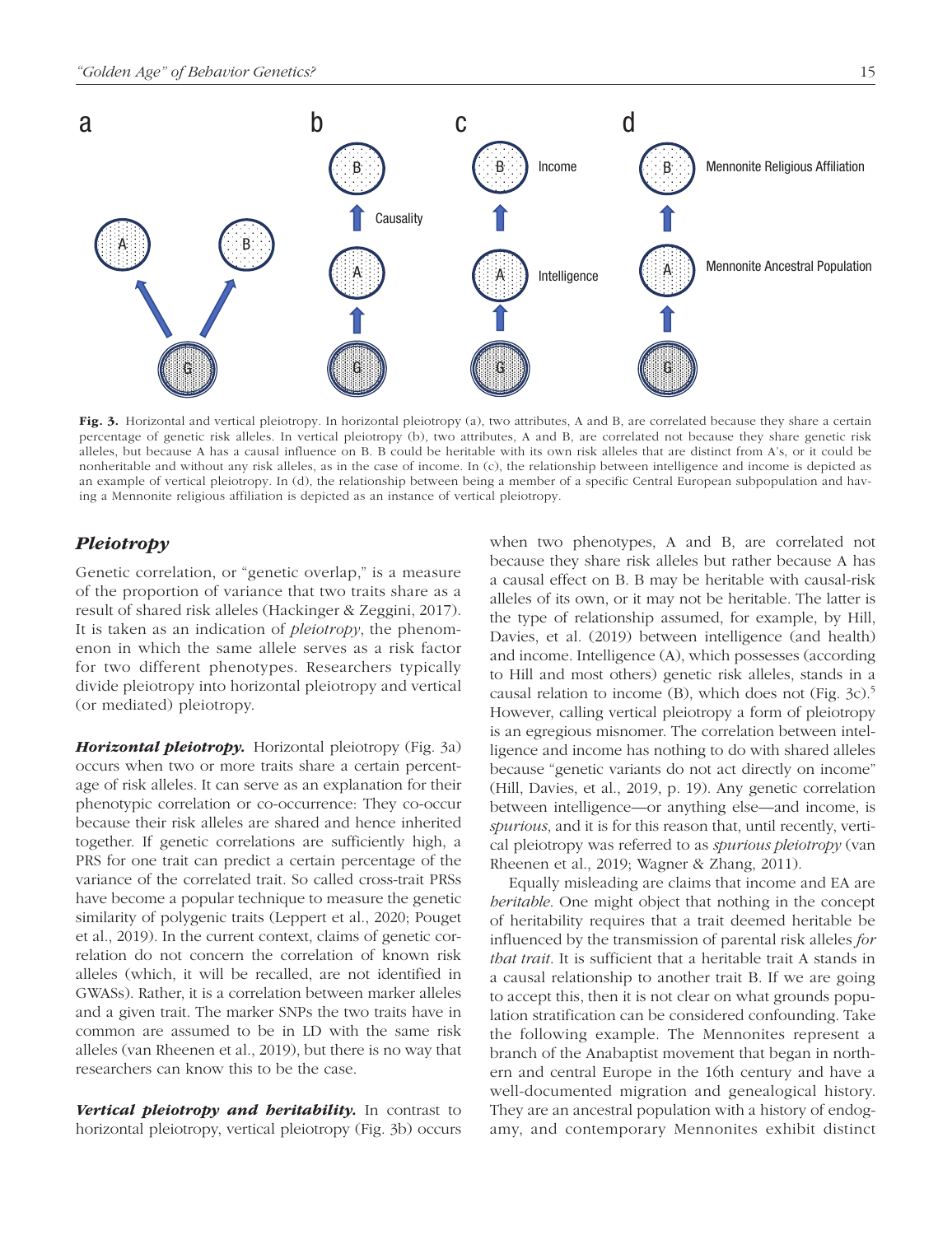**Fig. 3.** Horizontal and vertical pleiotropy. In horizontal pleiotropy (a), two attributes, A and B, are correlated because they share a certain percentage of genetic risk alleles. In vertical pleiotropy (b), two attributes, A and B, are correlated not because they share genetic risk alleles, but because A has a causal influence on B. B could be heritable with its own risk alleles that are distinct from A's, or it could be nonheritable and without any risk alleles, as in the case of income. In (c), the relationship between intelligence and income is depicted as an example of vertical pleiotropy. In (d), the relationship between being a member of a specific Central European subpopulation and having a Mennonite religious affiliation is depicted as an instance of vertical pleiotropy.

## *Pleiotropy*

Genetic correlation, or "genetic overlap," is a measure of the proportion of variance that two traits share as a result of shared risk alleles (Hackinger & Zeggini, 2017). It is taken as an indication of *pleiotropy*, the phenomenon in which the same allele serves as a risk factor for two different phenotypes. Researchers typically divide pleiotropy into horizontal pleiotropy and vertical (or mediated) pleiotropy.

***Horizontal pleiotropy.*** Horizontal pleiotropy (Fig. 3a) occurs when two or more traits share a certain percentage of risk alleles. It can serve as an explanation for their phenotypic correlation or co-occurrence: They co-occur because their risk alleles are shared and hence inherited together. If genetic correlations are sufficiently high, a PRS for one trait can predict a certain percentage of the variance of the correlated trait. So called cross-trait PRSs have become a popular technique to measure the genetic similarity of polygenic traits (Leppert et al., 2020; Pouget et al., 2019). In the current context, claims of genetic correlation do not concern the correlation of known risk alleles (which, it will be recalled, are not identified in GWASs). Rather, it is a correlation between marker alleles and a given trait. The marker SNPs the two traits have in common are assumed to be in LD with the same risk alleles (van Rheenen et al., 2019), but there is no way that researchers can know this to be the case.

***Vertical pleiotropy and heritability.*** In contrast to horizontal pleiotropy, vertical pleiotropy (Fig. 3b) occurs when two phenotypes, A and B, are correlated not because they share risk alleles but rather because A has a causal effect on B. B may be heritable with causal-risk alleles of its own, or it may not be heritable. The latter is the type of relationship assumed, for example, by Hill, Davies, et al. (2019) between intelligence (and health) and income. Intelligence (A), which possesses (according to Hill and most others) genetic risk alleles, stands in a causal relation to income (B), which does not (Fig. 3c).[5] However, calling vertical pleiotropy a form of pleiotropy is an egregious misnomer. The correlation between intelligence and income has nothing to do with shared alleles because "genetic variants do not act directly on income" (Hill, Davies, et al., 2019, p. 19). Any genetic correlation between intelligence—or anything else—and income, is *spurious*, and it is for this reason that, until recently, vertical pleiotropy was referred to as *spurious pleiotropy* (van Rheenen et al., 2019; Wagner & Zhang, 2011).

Equally misleading are claims that income and EA are *heritable*. One might object that nothing in the concept of heritability requires that a trait deemed heritable be influenced by the transmission of parental risk alleles *for that trait*. It is sufficient that a heritable trait A stands in a causal relationship to another trait B. If we are going to accept this, then it is not clear on what grounds population stratification can be considered confounding. Take the following example. The Mennonites represent a branch of the Anabaptist movement that began in northern and central Europe in the 16th century and have a well-documented migration and genealogical history. They are an ancestral population with a history of endogamy, and contemporary Mennonites exhibit distinct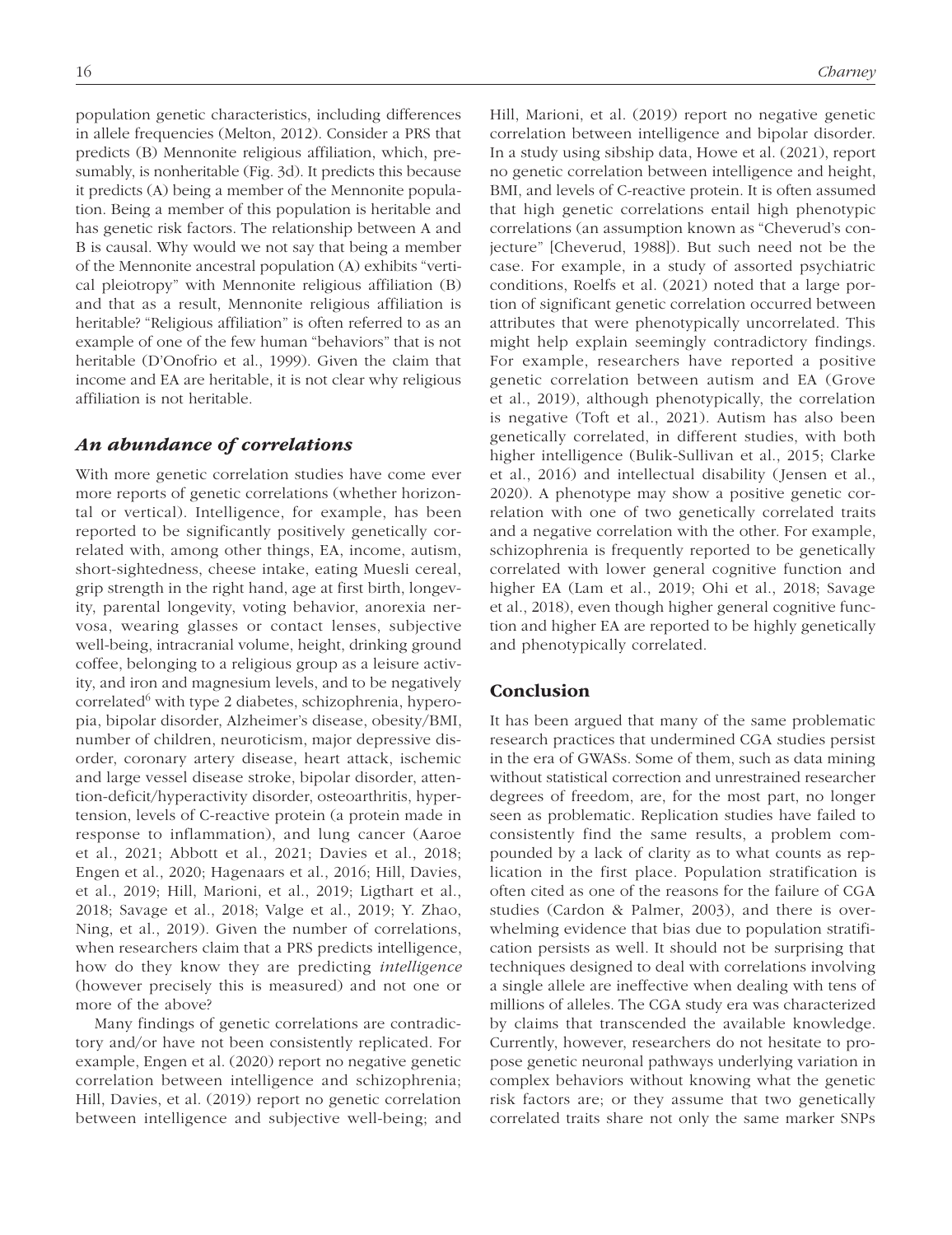population genetic characteristics, including differences in allele frequencies (Melton, 2012). Consider a PRS that predicts (B) Mennonite religious affiliation, which, presumably, is nonheritable (Fig. 3d). It predicts this because it predicts (A) being a member of the Mennonite population. Being a member of this population is heritable and has genetic risk factors. The relationship between A and B is causal. Why would we not say that being a member of the Mennonite ancestral population (A) exhibits "vertical pleiotropy" with Mennonite religious affiliation (B) and that as a result, Mennonite religious affiliation is heritable? "Religious affiliation" is often referred to as an example of one of the few human "behaviors" that is not heritable (D'Onofrio et al., 1999). Given the claim that income and EA are heritable, it is not clear why religious affiliation is not heritable.

### *An abundance of correlations*

With more genetic correlation studies have come ever more reports of genetic correlations (whether horizontal or vertical). Intelligence, for example, has been reported to be significantly positively genetically correlated with, among other things, EA, income, autism, short-sightedness, cheese intake, eating Muesli cereal, grip strength in the right hand, age at first birth, longevity, parental longevity, voting behavior, anorexia nervosa, wearing glasses or contact lenses, subjective well-being, intracranial volume, height, drinking ground coffee, belonging to a religious group as a leisure activity, and iron and magnesium levels, and to be negatively correlated[6] with type 2 diabetes, schizophrenia, hyperopia, bipolar disorder, Alzheimer's disease, obesity/BMI, number of children, neuroticism, major depressive disorder, coronary artery disease, heart attack, ischemic and large vessel disease stroke, bipolar disorder, attention-deficit/hyperactivity disorder, osteoarthritis, hypertension, levels of C-reactive protein (a protein made in response to inflammation), and lung cancer (Aaroe et al., 2021; Abbott et al., 2021; Davies et al., 2018; Engen et al., 2020; Hagenaars et al., 2016; Hill, Davies, et al., 2019; Hill, Marioni, et al., 2019; Ligthart et al., 2018; Savage et al., 2018; Valge et al., 2019; Y. Zhao, Ning, et al., 2019). Given the number of correlations, when researchers claim that a PRS predicts intelligence, how do they know they are predicting *intelligence* (however precisely this is measured) and not one or more of the above?

Many findings of genetic correlations are contradictory and/or have not been consistently replicated. For example, Engen et al. (2020) report no negative genetic correlation between intelligence and schizophrenia; Hill, Davies, et al. (2019) report no genetic correlation between intelligence and subjective well-being; and Hill, Marioni, et al. (2019) report no negative genetic correlation between intelligence and bipolar disorder. In a study using sibship data, Howe et al. (2021), report no genetic correlation between intelligence and height, BMI, and levels of C-reactive protein. It is often assumed that high genetic correlations entail high phenotypic correlations (an assumption known as "Cheverud's conjecture" [Cheverud, 1988]). But such need not be the case. For example, in a study of assorted psychiatric conditions, Roelfs et al. (2021) noted that a large portion of significant genetic correlation occurred between attributes that were phenotypically uncorrelated. This might help explain seemingly contradictory findings. For example, researchers have reported a positive genetic correlation between autism and EA (Grove et al., 2019), although phenotypically, the correlation is negative (Toft et al., 2021). Autism has also been genetically correlated, in different studies, with both higher intelligence (Bulik-Sullivan et al., 2015; Clarke et al., 2016) and intellectual disability (Jensen et al., 2020). A phenotype may show a positive genetic correlation with one of two genetically correlated traits and a negative correlation with the other. For example, schizophrenia is frequently reported to be genetically correlated with lower general cognitive function and higher EA (Lam et al., 2019; Ohi et al., 2018; Savage et al., 2018), even though higher general cognitive function and higher EA are reported to be highly genetically and phenotypically correlated.

## Conclusion

It has been argued that many of the same problematic research practices that undermined CGA studies persist in the era of GWASs. Some of them, such as data mining without statistical correction and unrestrained researcher degrees of freedom, are, for the most part, no longer seen as problematic. Replication studies have failed to consistently find the same results, a problem compounded by a lack of clarity as to what counts as replication in the first place. Population stratification is often cited as one of the reasons for the failure of CGA studies (Cardon & Palmer, 2003), and there is overwhelming evidence that bias due to population stratification persists as well. It should not be surprising that techniques designed to deal with correlations involving a single allele are ineffective when dealing with tens of millions of alleles. The CGA study era was characterized by claims that transcended the available knowledge. Currently, however, researchers do not hesitate to propose genetic neuronal pathways underlying variation in complex behaviors without knowing what the genetic risk factors are; or they assume that two genetically correlated traits share not only the same marker SNPs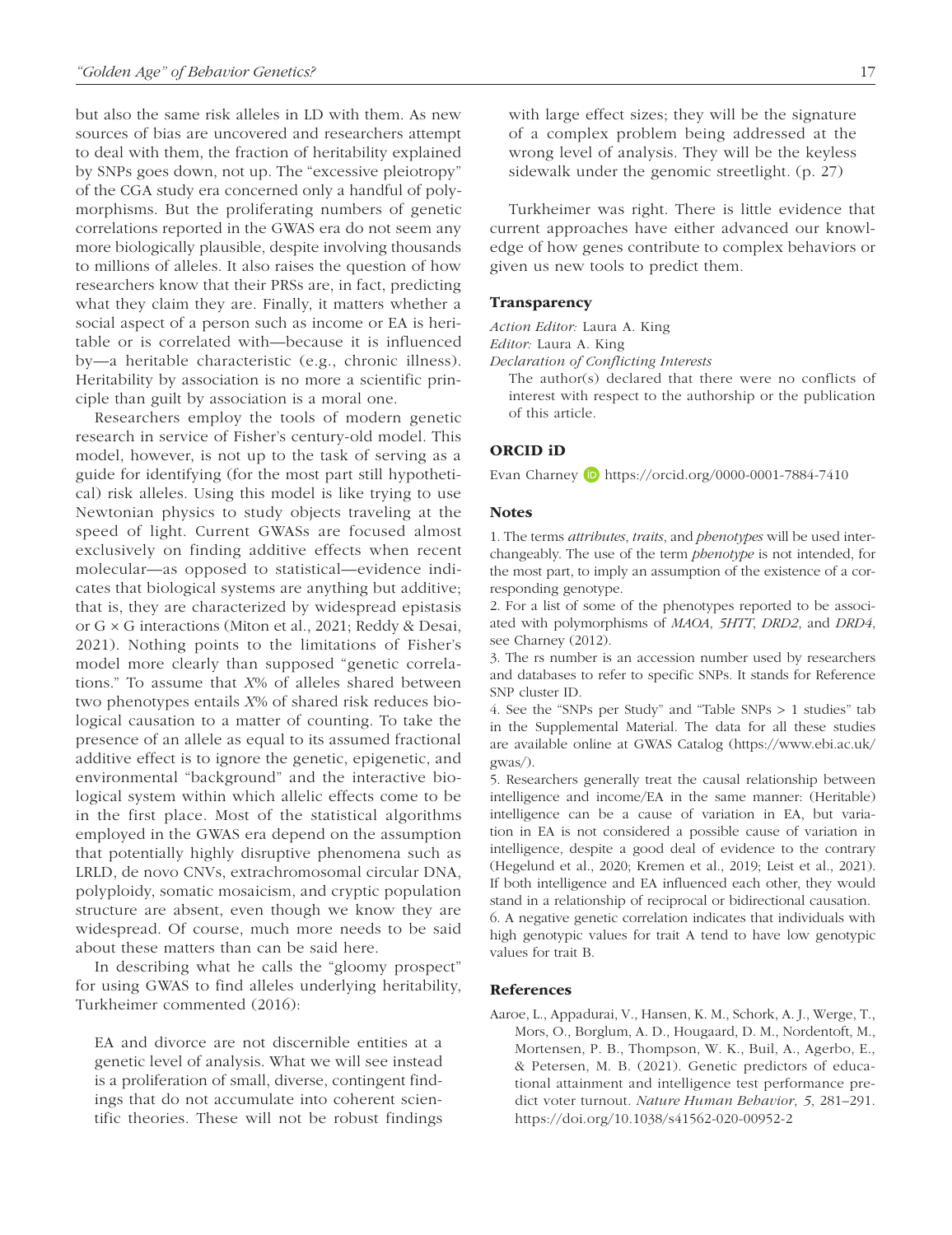but also the same risk alleles in LD with them. As new sources of bias are uncovered and researchers attempt to deal with them, the fraction of heritability explained by SNPs goes down, not up. The "excessive pleiotropy" of the CGA study era concerned only a handful of polymorphisms. But the proliferating numbers of genetic correlations reported in the GWAS era do not seem any more biologically plausible, despite involving thousands to millions of alleles. It also raises the question of how researchers know that their PRSs are, in fact, predicting what they claim they are. Finally, it matters whether a social aspect of a person such as income or EA is heritable or is correlated with—because it is influenced by—a heritable characteristic (e.g., chronic illness). Heritability by association is no more a scientific principle than guilt by association is a moral one.

Researchers employ the tools of modern genetic research in service of Fisher's century-old model. This model, however, is not up to the task of serving as a guide for identifying (for the most part still hypothetical) risk alleles. Using this model is like trying to use Newtonian physics to study objects traveling at the speed of light. Current GWASs are focused almost exclusively on finding additive effects when recent molecular—as opposed to statistical—evidence indicates that biological systems are anything but additive; that is, they are characterized by widespread epistasis or G × G interactions (Miton et al., 2021; Reddy & Desai, 2021). Nothing points to the limitations of Fisher's model more clearly than supposed "genetic correlations." To assume that *X*% of alleles shared between two phenotypes entails *X*% of shared risk reduces biological causation to a matter of counting. To take the presence of an allele as equal to its assumed fractional additive effect is to ignore the genetic, epigenetic, and environmental "background" and the interactive biological system within which allelic effects come to be in the first place. Most of the statistical algorithms employed in the GWAS era depend on the assumption that potentially highly disruptive phenomena such as LRLD, de novo CNVs, extrachromosomal circular DNA, polyploidy, somatic mosaicism, and cryptic population structure are absent, even though we know they are widespread. Of course, much more needs to be said about these matters than can be said here.

In describing what he calls the "gloomy prospect" for using GWAS to find alleles underlying heritability, Turkheimer commented (2016):

> EA and divorce are not discernible entities at a genetic level of analysis. What we will see instead is a proliferation of small, diverse, contingent findings that do not accumulate into coherent scientific theories. These will not be robust findings with large effect sizes; they will be the signature of a complex problem being addressed at the wrong level of analysis. They will be the keyless sidewalk under the genomic streetlight. (p. 27)

Turkheimer was right. There is little evidence that current approaches have either advanced our knowledge of how genes contribute to complex behaviors or given us new tools to predict them.

### Transparency

*Action Editor:* Laura A. King
*Editor:* Laura A. King
*Declaration of Conflicting Interests*

The author(s) declared that there were no conflicts of interest with respect to the authorship or the publication of this article.

### ORCID iD

Evan Charney https://orcid.org/0000-0001-7884-7410

### Notes

1. The terms *attributes*, *traits*, and *phenotypes* will be used interchangeably. The use of the term *phenotype* is not intended, for the most part, to imply an assumption of the existence of a corresponding genotype.
2. For a list of some of the phenotypes reported to be associated with polymorphisms of *MAOA*, *5HTT*, *DRD2*, and *DRD4*, see Charney (2012).
3. The rs number is an accession number used by researchers and databases to refer to specific SNPs. It stands for Reference SNP cluster ID.
4. See the "SNPs per Study" and "Table SNPs > 1 studies" tab in the Supplemental Material. The data for all these studies are available online at GWAS Catalog (https://www.ebi.ac.uk/gwas/).
5. Researchers generally treat the causal relationship between intelligence and income/EA in the same manner: (Heritable) intelligence can be a cause of variation in EA, but variation in EA is not considered a possible cause of variation in intelligence, despite a good deal of evidence to the contrary (Hegelund et al., 2020; Kremen et al., 2019; Leist et al., 2021). If both intelligence and EA influenced each other, they would stand in a relationship of reciprocal or bidirectional causation.
6. A negative genetic correlation indicates that individuals with high genotypic values for trait A tend to have low genotypic values for trait B.

### References

Aaroe, L., Appadurai, V., Hansen, K. M., Schork, A. J., Werge, T., Mors, O., Borglum, A. D., Hougaard, D. M., Nordentoft, M., Mortensen, P. B., Thompson, W. K., Buil, A., Agerbo, E., & Petersen, M. B. (2021). Genetic predictors of educational attainment and intelligence test performance predict voter turnout. *Nature Human Behavior*, *5*, 281–291. https://doi.org/10.1038/s41562-020-00952-2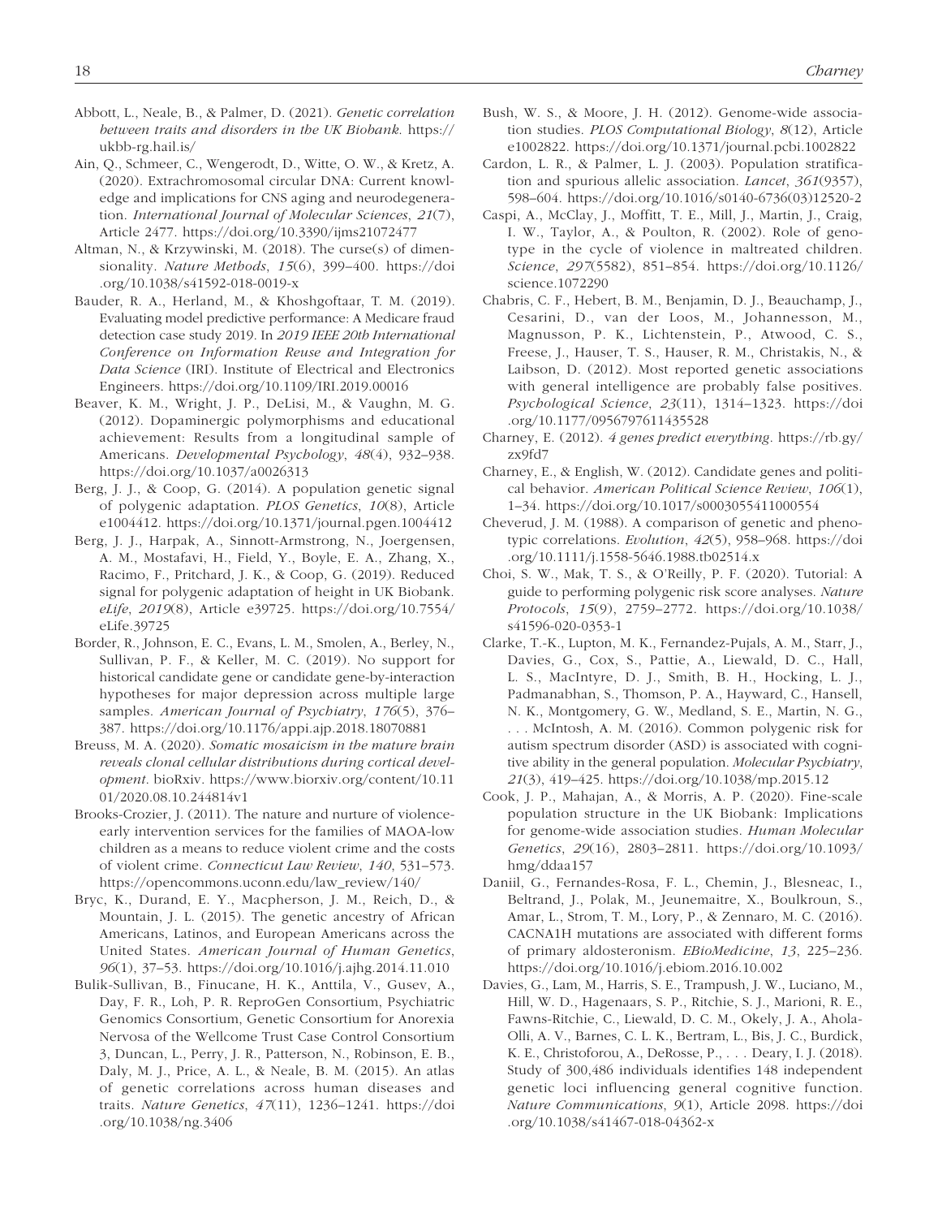Abbott, L., Neale, B., & Palmer, D. (2021). *Genetic correlation between traits and disorders in the UK Biobank*. https://ukbb-rg.hail.is/

Ain, Q., Schmeer, C., Wengerodt, D., Witte, O. W., & Kretz, A. (2020). Extrachromosomal circular DNA: Current knowledge and implications for CNS aging and neurodegeneration. *International Journal of Molecular Sciences*, *21*(7), Article 2477. https://doi.org/10.3390/ijms21072477

Altman, N., & Krzywinski, M. (2018). The curse(s) of dimensionality. *Nature Methods*, *15*(6), 399–400. https://doi.org/10.1038/s41592-018-0019-x

Bauder, R. A., Herland, M., & Khoshgoftaar, T. M. (2019). Evaluating model predictive performance: A Medicare fraud detection case study 2019. In *2019 IEEE 20th International Conference on Information Reuse and Integration for Data Science* (IRI). Institute of Electrical and Electronics Engineers. https://doi.org/10.1109/IRI.2019.00016

Beaver, K. M., Wright, J. P., DeLisi, M., & Vaughn, M. G. (2012). Dopaminergic polymorphisms and educational achievement: Results from a longitudinal sample of Americans. *Developmental Psychology*, *48*(4), 932–938. https://doi.org/10.1037/a0026313

Berg, J. J., & Coop, G. (2014). A population genetic signal of polygenic adaptation. *PLOS Genetics*, *10*(8), Article e1004412. https://doi.org/10.1371/journal.pgen.1004412

Berg, J. J., Harpak, A., Sinnott-Armstrong, N., Joergensen, A. M., Mostafavi, H., Field, Y., Boyle, E. A., Zhang, X., Racimo, F., Pritchard, J. K., & Coop, G. (2019). Reduced signal for polygenic adaptation of height in UK Biobank. *eLife*, *2019*(8), Article e39725. https://doi.org/10.7554/eLife.39725

Border, R., Johnson, E. C., Evans, L. M., Smolen, A., Berley, N., Sullivan, P. F., & Keller, M. C. (2019). No support for historical candidate gene or candidate gene-by-interaction hypotheses for major depression across multiple large samples. *American Journal of Psychiatry*, *176*(5), 376–387. https://doi.org/10.1176/appi.ajp.2018.18070881

Breuss, M. A. (2020). *Somatic mosaicism in the mature brain reveals clonal cellular distributions during cortical development*. bioRxiv. https://www.biorxiv.org/content/10.1101/2020.08.10.244814v1

Brooks-Crozier, J. (2011). The nature and nurture of violence-early intervention services for the families of MAOA-low children as a means to reduce violent crime and the costs of violent crime. *Connecticut Law Review*, *140*, 531–573. https://opencommons.uconn.edu/law_review/140/

Bryc, K., Durand, E. Y., Macpherson, J. M., Reich, D., & Mountain, J. L. (2015). The genetic ancestry of African Americans, Latinos, and European Americans across the United States. *American Journal of Human Genetics*, *96*(1), 37–53. https://doi.org/10.1016/j.ajhg.2014.11.010

Bulik-Sullivan, B., Finucane, H. K., Anttila, V., Gusev, A., Day, F. R., Loh, P. R. ReproGen Consortium, Psychiatric Genomics Consortium, Genetic Consortium for Anorexia Nervosa of the Wellcome Trust Case Control Consortium 3, Duncan, L., Perry, J. R., Patterson, N., Robinson, E. B., Daly, M. J., Price, A. L., & Neale, B. M. (2015). An atlas of genetic correlations across human diseases and traits. *Nature Genetics*, *47*(11), 1236–1241. https://doi.org/10.1038/ng.3406

Bush, W. S., & Moore, J. H. (2012). Genome-wide association studies. *PLOS Computational Biology*, *8*(12), Article e1002822. https://doi.org/10.1371/journal.pcbi.1002822

Cardon, L. R., & Palmer, L. J. (2003). Population stratification and spurious allelic association. *Lancet*, *361*(9357), 598–604. https://doi.org/10.1016/s0140-6736(03)12520-2

Caspi, A., McClay, J., Moffitt, T. E., Mill, J., Martin, J., Craig, I. W., Taylor, A., & Poulton, R. (2002). Role of genotype in the cycle of violence in maltreated children. *Science*, *297*(5582), 851–854. https://doi.org/10.1126/science.1072290

Chabris, C. F., Hebert, B. M., Benjamin, D. J., Beauchamp, J., Cesarini, D., van der Loos, M., Johannesson, M., Magnusson, P. K., Lichtenstein, P., Atwood, C. S., Freese, J., Hauser, T. S., Hauser, R. M., Christakis, N., & Laibson, D. (2012). Most reported genetic associations with general intelligence are probably false positives. *Psychological Science, 23*(11), 1314–1323. https://doi.org/10.1177/0956797611435528

Charney, E. (2012). *4 genes predict everything*. https://rb.gy/zx9fd7

Charney, E., & English, W. (2012). Candidate genes and political behavior. *American Political Science Review*, *106*(1), 1–34. https://doi.org/10.1017/s0003055411000554

Cheverud, J. M. (1988). A comparison of genetic and phenotypic correlations. *Evolution*, *42*(5), 958–968. https://doi.org/10.1111/j.1558-5646.1988.tb02514.x

Choi, S. W., Mak, T. S., & O'Reilly, P. F. (2020). Tutorial: A guide to performing polygenic risk score analyses. *Nature Protocols*, *15*(9), 2759–2772. https://doi.org/10.1038/s41596-020-0353-1

Clarke, T.-K., Lupton, M. K., Fernandez-Pujals, A. M., Starr, J., Davies, G., Cox, S., Pattie, A., Liewald, D. C., Hall, L. S., MacIntyre, D. J., Smith, B. H., Hocking, L. J., Padmanabhan, S., Thomson, P. A., Hayward, C., Hansell, N. K., Montgomery, G. W., Medland, S. E., Martin, N. G., . . . McIntosh, A. M. (2016). Common polygenic risk for autism spectrum disorder (ASD) is associated with cognitive ability in the general population. *Molecular Psychiatry*, *21*(3), 419–425. https://doi.org/10.1038/mp.2015.12

Cook, J. P., Mahajan, A., & Morris, A. P. (2020). Fine-scale population structure in the UK Biobank: Implications for genome-wide association studies. *Human Molecular Genetics*, *29*(16), 2803–2811. https://doi.org/10.1093/hmg/ddaa157

Daniil, G., Fernandes-Rosa, F. L., Chemin, J., Blesneac, I., Beltrand, J., Polak, M., Jeunemaitre, X., Boulkroun, S., Amar, L., Strom, T. M., Lory, P., & Zennaro, M. C. (2016). CACNA1H mutations are associated with different forms of primary aldosteronism. *EBioMedicine*, *13*, 225–236. https://doi.org/10.1016/j.ebiom.2016.10.002

Davies, G., Lam, M., Harris, S. E., Trampush, J. W., Luciano, M., Hill, W. D., Hagenaars, S. P., Ritchie, S. J., Marioni, R. E., Fawns-Ritchie, C., Liewald, D. C. M., Okely, J. A., Ahola-Olli, A. V., Barnes, C. L. K., Bertram, L., Bis, J. C., Burdick, K. E., Christoforou, A., DeRosse, P., . . . Deary, I. J. (2018). Study of 300,486 individuals identifies 148 independent genetic loci influencing general cognitive function. *Nature Communications*, *9*(1), Article 2098. https://doi.org/10.1038/s41467-018-04362-x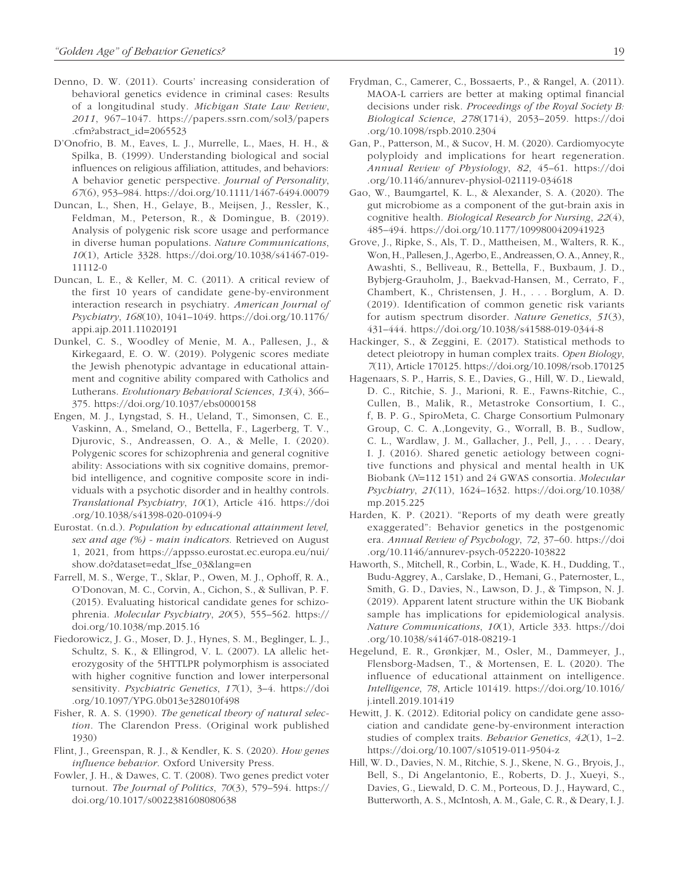Denno, D. W. (2011). Courts' increasing consideration of behavioral genetics evidence in criminal cases: Results of a longitudinal study. *Michigan State Law Review*, *2011*, 967–1047. https://papers.ssrn.com/sol3/papers.cfm?abstract_id=2065523

D'Onofrio, B. M., Eaves, L. J., Murrelle, L., Maes, H. H., & Spilka, B. (1999). Understanding biological and social influences on religious affiliation, attitudes, and behaviors: A behavior genetic perspective. *Journal of Personality*, *67*(6), 953–984. https://doi.org/10.1111/1467-6494.00079

Duncan, L., Shen, H., Gelaye, B., Meijsen, J., Ressler, K., Feldman, M., Peterson, R., & Domingue, B. (2019). Analysis of polygenic risk score usage and performance in diverse human populations. *Nature Communications*, *10*(1), Article 3328. https://doi.org/10.1038/s41467-019-11112-0

Duncan, L. E., & Keller, M. C. (2011). A critical review of the first 10 years of candidate gene-by-environment interaction research in psychiatry. *American Journal of Psychiatry*, *168*(10), 1041–1049. https://doi.org/10.1176/appi.ajp.2011.11020191

Dunkel, C. S., Woodley of Menie, M. A., Pallesen, J., & Kirkegaard, E. O. W. (2019). Polygenic scores mediate the Jewish phenotypic advantage in educational attainment and cognitive ability compared with Catholics and Lutherans. *Evolutionary Behavioral Sciences*, *13*(4), 366–375. https://doi.org/10.1037/ebs0000158

Engen, M. J., Lyngstad, S. H., Ueland, T., Simonsen, C. E., Vaskinn, A., Smeland, O., Bettella, F., Lagerberg, T. V., Djurovic, S., Andreassen, O. A., & Melle, I. (2020). Polygenic scores for schizophrenia and general cognitive ability: Associations with six cognitive domains, premorbid intelligence, and cognitive composite score in individuals with a psychotic disorder and in healthy controls. *Translational Psychiatry*, *10*(1), Article 416. https://doi.org/10.1038/s41398-020-01094-9

Eurostat. (n.d.). *Population by educational attainment level, sex and age (%) - main indicators*. Retrieved on August 1, 2021, from https://appsso.eurostat.ec.europa.eu/nui/show.do?dataset=edat_lfse_03&lang=en

Farrell, M. S., Werge, T., Sklar, P., Owen, M. J., Ophoff, R. A., O'Donovan, M. C., Corvin, A., Cichon, S., & Sullivan, P. F. (2015). Evaluating historical candidate genes for schizophrenia. *Molecular Psychiatry*, *20*(5), 555–562. https://doi.org/10.1038/mp.2015.16

Fiedorowicz, J. G., Moser, D. J., Hynes, S. M., Beglinger, L. J., Schultz, S. K., & Ellingrod, V. L. (2007). LA allelic heterozygosity of the 5HTTLPR polymorphism is associated with higher cognitive function and lower interpersonal sensitivity. *Psychiatric Genetics*, *17*(1), 3–4. https://doi.org/10.1097/YPG.0b013e328010f498

Fisher, R. A. S. (1990). *The genetical theory of natural selection*. The Clarendon Press. (Original work published 1930)

Flint, J., Greenspan, R. J., & Kendler, K. S. (2020). *How genes influence behavior*. Oxford University Press.

Fowler, J. H., & Dawes, C. T. (2008). Two genes predict voter turnout. *The Journal of Politics*, *70*(3), 579–594. https://doi.org/10.1017/s0022381608080638

Frydman, C., Camerer, C., Bossaerts, P., & Rangel, A. (2011). MAOA-L carriers are better at making optimal financial decisions under risk. *Proceedings of the Royal Society B: Biological Science*, *278*(1714), 2053–2059. https://doi.org/10.1098/rspb.2010.2304

Gan, P., Patterson, M., & Sucov, H. M. (2020). Cardiomyocyte polyploidy and implications for heart regeneration. *Annual Review of Physiology*, *82*, 45–61. https://doi.org/10.1146/annurev-physiol-021119-034618

Gao, W., Baumgartel, K. L., & Alexander, S. A. (2020). The gut microbiome as a component of the gut-brain axis in cognitive health. *Biological Research for Nursing*, *22*(4), 485–494. https://doi.org/10.1177/1099800420941923

Grove, J., Ripke, S., Als, T. D., Mattheisen, M., Walters, R. K., Won, H., Pallesen, J., Agerbo, E., Andreassen, O. A., Anney, R., Awashti, S., Belliveau, R., Bettella, F., Buxbaum, J. D., Bybjerg-Grauholm, J., Baekvad-Hansen, M., Cerrato, F., Chambert, K., Christensen, J. H., . . . Borglum, A. D. (2019). Identification of common genetic risk variants for autism spectrum disorder. *Nature Genetics*, *51*(3), 431–444. https://doi.org/10.1038/s41588-019-0344-8

Hackinger, S., & Zeggini, E. (2017). Statistical methods to detect pleiotropy in human complex traits. *Open Biology*, *7*(11), Article 170125. https://doi.org/10.1098/rsob.170125

Hagenaars, S. P., Harris, S. E., Davies, G., Hill, W. D., Liewald, D. C., Ritchie, S. J., Marioni, R. E., Fawns-Ritchie, C., Cullen, B., Malik, R., Metastroke Consortium, I. C., f, B. P. G., SpiroMeta, C. Charge Consortium Pulmonary Group, C. C. A.,Longevity, G., Worrall, B. B., Sudlow, C. L., Wardlaw, J. M., Gallacher, J., Pell, J., . . . Deary, I. J. (2016). Shared genetic aetiology between cognitive functions and physical and mental health in UK Biobank (*N*=112 151) and 24 GWAS consortia. *Molecular Psychiatry*, *21*(11), 1624–1632. https://doi.org/10.1038/mp.2015.225

Harden, K. P. (2021). "Reports of my death were greatly exaggerated": Behavior genetics in the postgenomic era. *Annual Review of Psychology*, *72*, 37–60. https://doi.org/10.1146/annurev-psych-052220-103822

Haworth, S., Mitchell, R., Corbin, L., Wade, K. H., Dudding, T., Budu-Aggrey, A., Carslake, D., Hemani, G., Paternoster, L., Smith, G. D., Davies, N., Lawson, D. J., & Timpson, N. J. (2019). Apparent latent structure within the UK Biobank sample has implications for epidemiological analysis. *Nature Communications*, *10*(1), Article 333. https://doi.org/10.1038/s41467-018-08219-1

Hegelund, E. R., Grønkjær, M., Osler, M., Dammeyer, J., Flensborg-Madsen, T., & Mortensen, E. L. (2020). The influence of educational attainment on intelligence. *Intelligence*, *78*, Article 101419. https://doi.org/10.1016/j.intell.2019.101419

Hewitt, J. K. (2012). Editorial policy on candidate gene association and candidate gene-by-environment interaction studies of complex traits. *Behavior Genetics*, *42*(1), 1–2. https://doi.org/10.1007/s10519-011-9504-z

Hill, W. D., Davies, N. M., Ritchie, S. J., Skene, N. G., Bryois, J., Bell, S., Di Angelantonio, E., Roberts, D. J., Xueyi, S., Davies, G., Liewald, D. C. M., Porteous, D. J., Hayward, C., Butterworth, A. S., McIntosh, A. M., Gale, C. R., & Deary, I. J.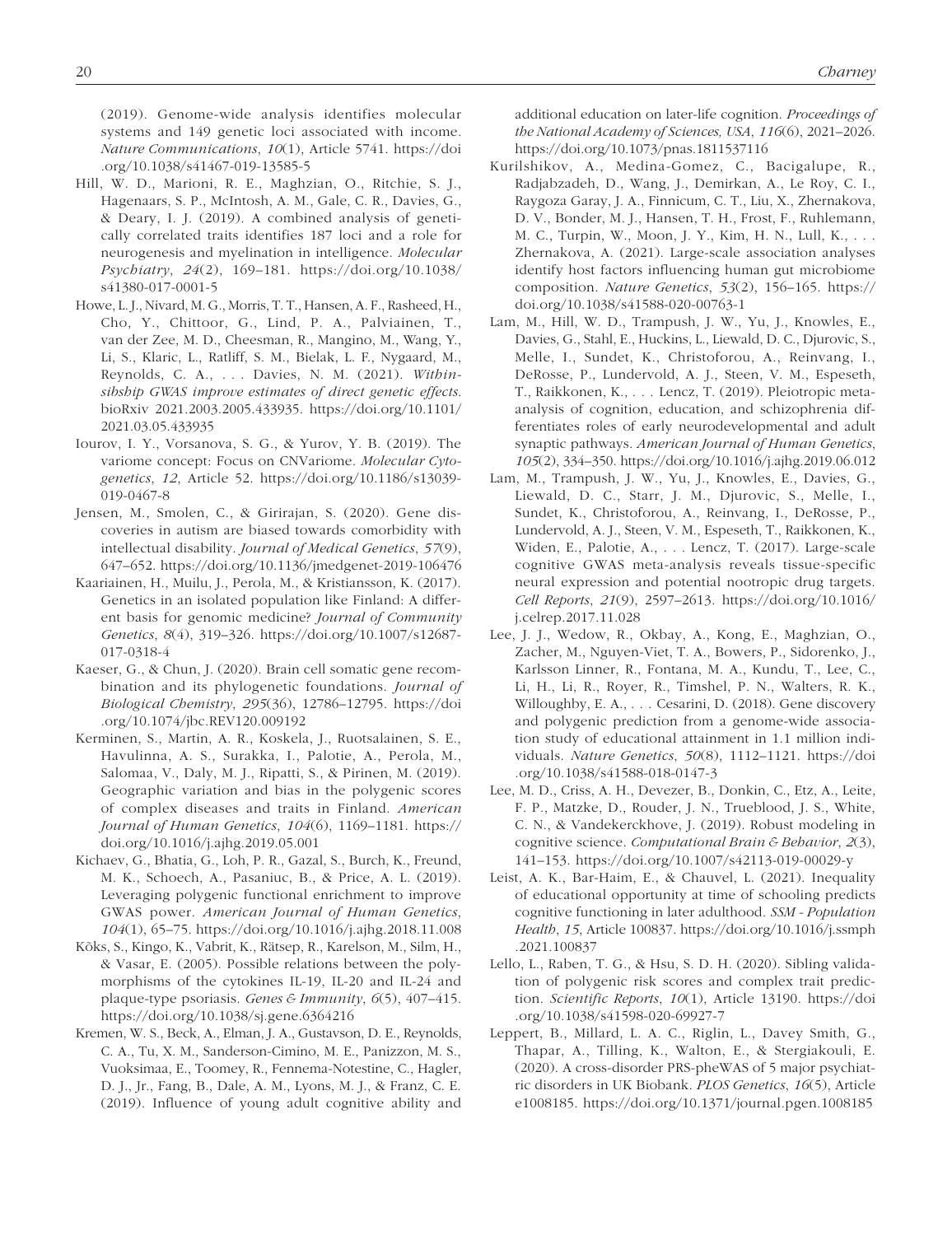(2019). Genome-wide analysis identifies molecular systems and 149 genetic loci associated with income. *Nature Communications*, *10*(1), Article 5741. https://doi.org/10.1038/s41467-019-13585-5

Hill, W. D., Marioni, R. E., Maghzian, O., Ritchie, S. J., Hagenaars, S. P., McIntosh, A. M., Gale, C. R., Davies, G., & Deary, I. J. (2019). A combined analysis of genetically correlated traits identifies 187 loci and a role for neurogenesis and myelination in intelligence. *Molecular Psychiatry*, *24*(2), 169–181. https://doi.org/10.1038/s41380-017-0001-5

Howe, L. J., Nivard, M. G., Morris, T. T., Hansen, A. F., Rasheed, H., Cho, Y., Chittoor, G., Lind, P. A., Palviainen, T., van der Zee, M. D., Cheesman, R., Mangino, M., Wang, Y., Li, S., Klaric, L., Ratliff, S. M., Bielak, L. F., Nygaard, M., Reynolds, C. A., . . . Davies, N. M. (2021). *Within-sibship GWAS improve estimates of direct genetic effects.* bioRxiv 2021.2003.2005.433935. https://doi.org/10.1101/2021.03.05.433935

Iourov, I. Y., Vorsanova, S. G., & Yurov, Y. B. (2019). The variome concept: Focus on CNVariome. *Molecular Cytogenetics*, *12*, Article 52. https://doi.org/10.1186/s13039-019-0467-8

Jensen, M., Smolen, C., & Girirajan, S. (2020). Gene discoveries in autism are biased towards comorbidity with intellectual disability. *Journal of Medical Genetics*, *57*(9), 647–652. https://doi.org/10.1136/jmedgenet-2019-106476

Kaariainen, H., Muilu, J., Perola, M., & Kristiansson, K. (2017). Genetics in an isolated population like Finland: A different basis for genomic medicine? *Journal of Community Genetics*, *8*(4), 319–326. https://doi.org/10.1007/s12687-017-0318-4

Kaeser, G., & Chun, J. (2020). Brain cell somatic gene recombination and its phylogenetic foundations. *Journal of Biological Chemistry*, *295*(36), 12786–12795. https://doi.org/10.1074/jbc.REV120.009192

Kerminen, S., Martin, A. R., Koskela, J., Ruotsalainen, S. E., Havulinna, A. S., Surakka, I., Palotie, A., Perola, M., Salomaa, V., Daly, M. J., Ripatti, S., & Pirinen, M. (2019). Geographic variation and bias in the polygenic scores of complex diseases and traits in Finland. *American Journal of Human Genetics*, *104*(6), 1169–1181. https://doi.org/10.1016/j.ajhg.2019.05.001

Kichaev, G., Bhatia, G., Loh, P. R., Gazal, S., Burch, K., Freund, M. K., Schoech, A., Pasaniuc, B., & Price, A. L. (2019). Leveraging polygenic functional enrichment to improve GWAS power. *American Journal of Human Genetics*, *104*(1), 65–75. https://doi.org/10.1016/j.ajhg.2018.11.008

Kõks, S., Kingo, K., Vabrit, K., Rätsep, R., Karelson, M., Silm, H., & Vasar, E. (2005). Possible relations between the polymorphisms of the cytokines IL-19, IL-20 and IL-24 and plaque-type psoriasis. *Genes & Immunity*, *6*(5), 407–415. https://doi.org/10.1038/sj.gene.6364216

Kremen, W. S., Beck, A., Elman, J. A., Gustavson, D. E., Reynolds, C. A., Tu, X. M., Sanderson-Cimino, M. E., Panizzon, M. S., Vuoksimaa, E., Toomey, R., Fennema-Notestine, C., Hagler, D. J., Jr., Fang, B., Dale, A. M., Lyons, M. J., & Franz, C. E. (2019). Influence of young adult cognitive ability and additional education on later-life cognition. *Proceedings of the National Academy of Sciences, USA*, *116*(6), 2021–2026. https://doi.org/10.1073/pnas.1811537116

Kurilshikov, A., Medina-Gomez, C., Bacigalupe, R., Radjabzadeh, D., Wang, J., Demirkan, A., Le Roy, C. I., Raygoza Garay, J. A., Finnicum, C. T., Liu, X., Zhernakova, D. V., Bonder, M. J., Hansen, T. H., Frost, F., Ruhlemann, M. C., Turpin, W., Moon, J. Y., Kim, H. N., Lull, K., . . . Zhernakova, A. (2021). Large-scale association analyses identify host factors influencing human gut microbiome composition. *Nature Genetics*, *53*(2), 156–165. https://doi.org/10.1038/s41588-020-00763-1

Lam, M., Hill, W. D., Trampush, J. W., Yu, J., Knowles, E., Davies, G., Stahl, E., Huckins, L., Liewald, D. C., Djurovic, S., Melle, I., Sundet, K., Christoforou, A., Reinvang, I., DeRosse, P., Lundervold, A. J., Steen, V. M., Espeseth, T., Raikkonen, K., . . . Lencz, T. (2019). Pleiotropic meta-analysis of cognition, education, and schizophrenia differentiates roles of early neurodevelopmental and adult synaptic pathways. *American Journal of Human Genetics*, *105*(2), 334–350. https://doi.org/10.1016/j.ajhg.2019.06.012

Lam, M., Trampush, J. W., Yu, J., Knowles, E., Davies, G., Liewald, D. C., Starr, J. M., Djurovic, S., Melle, I., Sundet, K., Christoforou, A., Reinvang, I., DeRosse, P., Lundervold, A. J., Steen, V. M., Espeseth, T., Raikkonen, K., Widen, E., Palotie, A., . . . Lencz, T. (2017). Large-scale cognitive GWAS meta-analysis reveals tissue-specific neural expression and potential nootropic drug targets. *Cell Reports*, *21*(9), 2597–2613. https://doi.org/10.1016/j.celrep.2017.11.028

Lee, J. J., Wedow, R., Okbay, A., Kong, E., Maghzian, O., Zacher, M., Nguyen-Viet, T. A., Bowers, P., Sidorenko, J., Karlsson Linner, R., Fontana, M. A., Kundu, T., Lee, C., Li, H., Li, R., Royer, R., Timshel, P. N., Walters, R. K., Willoughby, E. A., . . . Cesarini, D. (2018). Gene discovery and polygenic prediction from a genome-wide association study of educational attainment in 1.1 million individuals. *Nature Genetics*, *50*(8), 1112–1121. https://doi.org/10.1038/s41588-018-0147-3

Lee, M. D., Criss, A. H., Devezer, B., Donkin, C., Etz, A., Leite, F. P., Matzke, D., Rouder, J. N., Trueblood, J. S., White, C. N., & Vandekerckhove, J. (2019). Robust modeling in cognitive science. *Computational Brain & Behavior*, *2*(3), 141–153. https://doi.org/10.1007/s42113-019-00029-y

Leist, A. K., Bar-Haim, E., & Chauvel, L. (2021). Inequality of educational opportunity at time of schooling predicts cognitive functioning in later adulthood. *SSM - Population Health*, *15*, Article 100837. https://doi.org/10.1016/j.ssmph.2021.100837

Lello, L., Raben, T. G., & Hsu, S. D. H. (2020). Sibling validation of polygenic risk scores and complex trait prediction. *Scientific Reports*, *10*(1), Article 13190. https://doi.org/10.1038/s41598-020-69927-7

Leppert, B., Millard, L. A. C., Riglin, L., Davey Smith, G., Thapar, A., Tilling, K., Walton, E., & Stergiakouli, E. (2020). A cross-disorder PRS-pheWAS of 5 major psychiatric disorders in UK Biobank. *PLOS Genetics*, *16*(5), Article e1008185. https://doi.org/10.1371/journal.pgen.1008185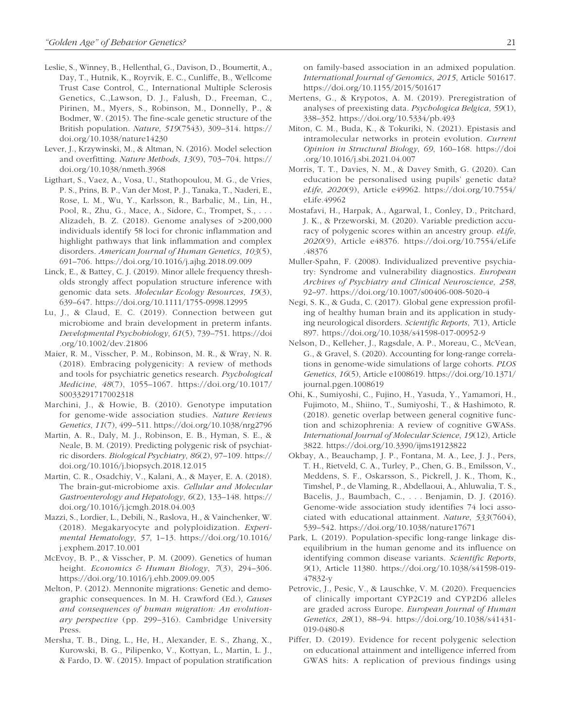Leslie, S., Winney, B., Hellenthal, G., Davison, D., Boumertit, A., Day, T., Hutnik, K., Royrvik, E. C., Cunliffe, B., Wellcome Trust Case Control, C., International Multiple Sclerosis Genetics, C.,Lawson, D. J., Falush, D., Freeman, C., Pirinen, M., Myers, S., Robinson, M., Donnelly, P., & Bodmer, W. (2015). The fine-scale genetic structure of the British population. *Nature*, *519*(7543), 309–314. https://doi.org/10.1038/nature14230

Lever, J., Krzywinski, M., & Altman, N. (2016). Model selection and overfitting. *Nature Methods*, *13*(9), 703–704. https://doi.org/10.1038/nmeth.3968

Ligthart, S., Vaez, A., Vosa, U., Stathopoulou, M. G., de Vries, P. S., Prins, B. P., Van der Most, P. J., Tanaka, T., Naderi, E., Rose, L. M., Wu, Y., Karlsson, R., Barbalic, M., Lin, H., Pool, R., Zhu, G., Mace, A., Sidore, C., Trompet, S., . . . Alizadeh, B. Z. (2018). Genome analyses of >200,000 individuals identify 58 loci for chronic inflammation and highlight pathways that link inflammation and complex disorders. *American Journal of Human Genetics*, *103*(5), 691–706. https://doi.org/10.1016/j.ajhg.2018.09.009

Linck, E., & Battey, C. J. (2019). Minor allele frequency thresholds strongly affect population structure inference with genomic data sets. *Molecular Ecology Resources*, *19*(3), 639–647. https://doi.org/10.1111/1755-0998.12995

Lu, J., & Claud, E. C. (2019). Connection between gut microbiome and brain development in preterm infants. *Developmental Psychobiology*, *61*(5), 739–751. https://doi.org/10.1002/dev.21806

Maier, R. M., Visscher, P. M., Robinson, M. R., & Wray, N. R. (2018). Embracing polygenicity: A review of methods and tools for psychiatric genetics research. *Psychological Medicine*, *48*(7), 1055–1067. https://doi.org/10.1017/S0033291717002318

Marchini, J., & Howie, B. (2010). Genotype imputation for genome-wide association studies. *Nature Reviews Genetics*, *11*(7), 499–511. https://doi.org/10.1038/nrg2796

Martin, A. R., Daly, M. J., Robinson, E. B., Hyman, S. E., & Neale, B. M. (2019). Predicting polygenic risk of psychiatric disorders. *Biological Psychiatry*, *86*(2), 97–109. https://doi.org/10.1016/j.biopsych.2018.12.015

Martin, C. R., Osadchiy, V., Kalani, A., & Mayer, E. A. (2018). The brain-gut-microbiome axis. *Cellular and Molecular Gastroenterology and Hepatology*, *6*(2), 133–148. https://doi.org/10.1016/j.jcmgh.2018.04.003

Mazzi, S., Lordier, L., Debili, N., Raslova, H., & Vainchenker, W. (2018). Megakaryocyte and polyploidization. *Experimental Hematology*, *57*, 1–13. https://doi.org/10.1016/j.exphem.2017.10.001

McEvoy, B. P., & Visscher, P. M. (2009). Genetics of human height. *Economics & Human Biology*, *7*(3), 294–306. https://doi.org/10.1016/j.ehb.2009.09.005

Melton, P. (2012). Mennonite migrations: Genetic and demographic consequences. In M. H. Crawford (Ed.), *Causes and consequences of human migration: An evolutionary perspective* (pp. 299–316). Cambridge University Press.

Mersha, T. B., Ding, L., He, H., Alexander, E. S., Zhang, X., Kurowski, B. G., Pilipenko, V., Kottyan, L., Martin, L. J., & Fardo, D. W. (2015). Impact of population stratification on family-based association in an admixed population. *International Journal of Genomics*, *2015*, Article 501617. https://doi.org/10.1155/2015/501617

Mertens, G., & Krypotos, A. M. (2019). Preregistration of analyses of preexisting data. *Psychologica Belgica*, *59*(1), 338–352. https://doi.org/10.5334/pb.493

Miton, C. M., Buda, K., & Tokuriki, N. (2021). Epistasis and intramolecular networks in protein evolution. *Current Opinion in Structural Biology*, *69*, 160–168. https://doi.org/10.1016/j.sbi.2021.04.007

Morris, T. T., Davies, N. M., & Davey Smith, G. (2020). Can education be personalised using pupils' genetic data? *eLife*, *2020*(9), Article e49962. https://doi.org/10.7554/eLife.49962

Mostafavi, H., Harpak, A., Agarwal, I., Conley, D., Pritchard, J. K., & Przeworski, M. (2020). Variable prediction accuracy of polygenic scores within an ancestry group. *eLife*, *2020*(9), Article e48376. https://doi.org/10.7554/eLife.48376

Muller-Spahn, F. (2008). Individualized preventive psychiatry: Syndrome and vulnerability diagnostics. *European Archives of Psychiatry and Clinical Neuroscience*, *258*, 92–97. https://doi.org/10.1007/s00406-008-5020-4

Negi, S. K., & Guda, C. (2017). Global gene expression profiling of healthy human brain and its application in studying neurological disorders. *Scientific Reports*, *7*(1), Article 897. https://doi.org/10.1038/s41598-017-00952-9

Nelson, D., Kelleher, J., Ragsdale, A. P., Moreau, C., McVean, G., & Gravel, S. (2020). Accounting for long-range correlations in genome-wide simulations of large cohorts. *PLOS Genetics*, *16*(5), Article e1008619. https://doi.org/10.1371/journal.pgen.1008619

Ohi, K., Sumiyoshi, C., Fujino, H., Yasuda, Y., Yamamori, H., Fujimoto, M., Shiino, T., Sumiyoshi, T., & Hashimoto, R. (2018). genetic overlap between general cognitive function and schizophrenia: A review of cognitive GWASs. *International Journal of Molecular Science*, *19*(12), Article 3822. https://doi.org/10.3390/ijms19123822

Okbay, A., Beauchamp, J. P., Fontana, M. A., Lee, J. J., Pers, T. H., Rietveld, C. A., Turley, P., Chen, G. B., Emilsson, V., Meddens, S. F., Oskarsson, S., Pickrell, J. K., Thom, K., Timshel, P., de Vlaming, R., Abdellaoui, A., Ahluwalia, T. S., Bacelis, J., Baumbach, C., . . . Benjamin, D. J. (2016). Genome-wide association study identifies 74 loci associated with educational attainment. *Nature*, *533*(7604), 539–542. https://doi.org/10.1038/nature17671

Park, L. (2019). Population-specific long-range linkage disequilibrium in the human genome and its influence on identifying common disease variants. *Scientific Reports*, *9*(1), Article 11380. https://doi.org/10.1038/s41598-019-47832-y

Petrovic, J., Pesic, V., & Lauschke, V. M. (2020). Frequencies of clinically important CYP2C19 and CYP2D6 alleles are graded across Europe. *European Journal of Human Genetics*, *28*(1), 88–94. https://doi.org/10.1038/s41431-019-0480-8

Piffer, D. (2019). Evidence for recent polygenic selection on educational attainment and intelligence inferred from GWAS hits: A replication of previous findings using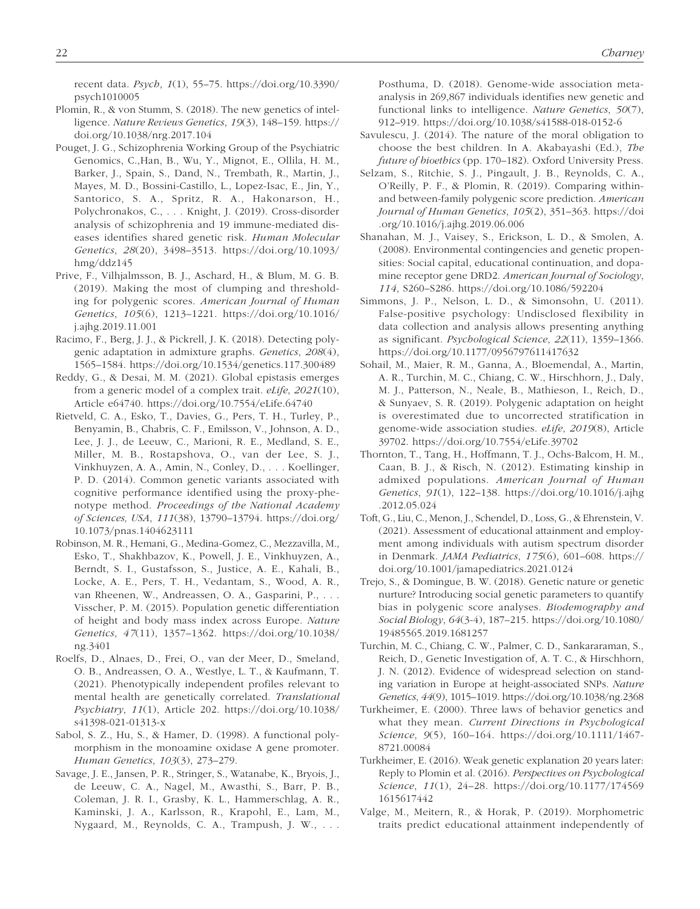recent data. *Psych*, *1*(1), 55–75. https://doi.org/10.3390/psych1010005

Plomin, R., & von Stumm, S. (2018). The new genetics of intelligence. *Nature Reviews Genetics*, *19*(3), 148–159. https://doi.org/10.1038/nrg.2017.104

Pouget, J. G., Schizophrenia Working Group of the Psychiatric Genomics, C.,Han, B., Wu, Y., Mignot, E., Ollila, H. M., Barker, J., Spain, S., Dand, N., Trembath, R., Martin, J., Mayes, M. D., Bossini-Castillo, L., Lopez-Isac, E., Jin, Y., Santorico, S. A., Spritz, R. A., Hakonarson, H., Polychronakos, C., . . . Knight, J. (2019). Cross-disorder analysis of schizophrenia and 19 immune-mediated diseases identifies shared genetic risk. *Human Molecular Genetics*, *28*(20), 3498–3513. https://doi.org/10.1093/hmg/ddz145

Prive, F., Vilhjalmsson, B. J., Aschard, H., & Blum, M. G. B. (2019). Making the most of clumping and thresholding for polygenic scores. *American Journal of Human Genetics*, *105*(6), 1213–1221. https://doi.org/10.1016/j.ajhg.2019.11.001

Racimo, F., Berg, J. J., & Pickrell, J. K. (2018). Detecting polygenic adaptation in admixture graphs. *Genetics*, *208*(4), 1565–1584. https://doi.org/10.1534/genetics.117.300489

Reddy, G., & Desai, M. M. (2021). Global epistasis emerges from a generic model of a complex trait. *eLife, 2021*(10), Article e64740. https://doi.org/10.7554/eLife.64740

Rietveld, C. A., Esko, T., Davies, G., Pers, T. H., Turley, P., Benyamin, B., Chabris, C. F., Emilsson, V., Johnson, A. D., Lee, J. J., de Leeuw, C., Marioni, R. E., Medland, S. E., Miller, M. B., Rostapshova, O., van der Lee, S. J., Vinkhuyzen, A. A., Amin, N., Conley, D., . . . Koellinger, P. D. (2014). Common genetic variants associated with cognitive performance identified using the proxy-phenotype method. *Proceedings of the National Academy of Sciences, USA*, *111*(38), 13790–13794. https://doi.org/10.1073/pnas.1404623111

Robinson, M. R., Hemani, G., Medina-Gomez, C., Mezzavilla, M., Esko, T., Shakhbazov, K., Powell, J. E., Vinkhuyzen, A., Berndt, S. I., Gustafsson, S., Justice, A. E., Kahali, B., Locke, A. E., Pers, T. H., Vedantam, S., Wood, A. R., van Rheenen, W., Andreassen, O. A., Gasparini, P., . . . Visscher, P. M. (2015). Population genetic differentiation of height and body mass index across Europe. *Nature Genetics*, *47*(11), 1357–1362. https://doi.org/10.1038/ng.3401

Roelfs, D., Alnaes, D., Frei, O., van der Meer, D., Smeland, O. B., Andreassen, O. A., Westlye, L. T., & Kaufmann, T. (2021). Phenotypically independent profiles relevant to mental health are genetically correlated. *Translational Psychiatry*, *11*(1), Article 202. https://doi.org/10.1038/s41398-021-01313-x

Sabol, S. Z., Hu, S., & Hamer, D. (1998). A functional polymorphism in the monoamine oxidase A gene promoter. *Human Genetics*, *103*(3), 273–279.

Savage, J. E., Jansen, P. R., Stringer, S., Watanabe, K., Bryois, J., de Leeuw, C. A., Nagel, M., Awasthi, S., Barr, P. B., Coleman, J. R. I., Grasby, K. L., Hammerschlag, A. R., Kaminski, J. A., Karlsson, R., Krapohl, E., Lam, M., Nygaard, M., Reynolds, C. A., Trampush, J. W., . . . Posthuma, D. (2018). Genome-wide association meta-analysis in 269,867 individuals identifies new genetic and functional links to intelligence. *Nature Genetics*, *50*(7), 912–919. https://doi.org/10.1038/s41588-018-0152-6

Savulescu, J. (2014). The nature of the moral obligation to choose the best children. In A. Akabayashi (Ed.), *The future of bioethics* (pp. 170–182). Oxford University Press.

Selzam, S., Ritchie, S. J., Pingault, J. B., Reynolds, C. A., O'Reilly, P. F., & Plomin, R. (2019). Comparing within- and between-family polygenic score prediction. *American Journal of Human Genetics*, *105*(2), 351–363. https://doi.org/10.1016/j.ajhg.2019.06.006

Shanahan, M. J., Vaisey, S., Erickson, L. D., & Smolen, A. (2008). Environmental contingencies and genetic propensities: Social capital, educational continuation, and dopamine receptor gene DRD2. *American Journal of Sociology*, *114*, S260–S286. https://doi.org/10.1086/592204

Simmons, J. P., Nelson, L. D., & Simonsohn, U. (2011). False-positive psychology: Undisclosed flexibility in data collection and analysis allows presenting anything as significant. *Psychological Science*, *22*(11), 1359–1366. https://doi.org/10.1177/0956797611417632

Sohail, M., Maier, R. M., Ganna, A., Bloemendal, A., Martin, A. R., Turchin, M. C., Chiang, C. W., Hirschhorn, J., Daly, M. J., Patterson, N., Neale, B., Mathieson, I., Reich, D., & Sunyaev, S. R. (2019). Polygenic adaptation on height is overestimated due to uncorrected stratification in genome-wide association studies. *eLife*, *2019*(8), Article 39702. https://doi.org/10.7554/eLife.39702

Thornton, T., Tang, H., Hoffmann, T. J., Ochs-Balcom, H. M., Caan, B. J., & Risch, N. (2012). Estimating kinship in admixed populations. *American Journal of Human Genetics*, *91*(1), 122–138. https://doi.org/10.1016/j.ajhg.2012.05.024

Toft, G., Liu, C., Menon, J., Schendel, D., Loss, G., & Ehrenstein, V. (2021). Assessment of educational attainment and employment among individuals with autism spectrum disorder in Denmark. *JAMA Pediatrics*, *175*(6), 601–608. https://doi.org/10.1001/jamapediatrics.2021.0124

Trejo, S., & Domingue, B. W. (2018). Genetic nature or genetic nurture? Introducing social genetic parameters to quantify bias in polygenic score analyses. *Biodemography and Social Biology*, *64*(3-4), 187–215. https://doi.org/10.1080/19485565.2019.1681257

Turchin, M. C., Chiang, C. W., Palmer, C. D., Sankararaman, S., Reich, D., Genetic Investigation of, A. T. C., & Hirschhorn, J. N. (2012). Evidence of widespread selection on standing variation in Europe at height-associated SNPs. *Nature Genetics*, *44*(9), 1015–1019. https://doi.org/10.1038/ng.2368

Turkheimer, E. (2000). Three laws of behavior genetics and what they mean. *Current Directions in Psychological Science*, *9*(5), 160–164. https://doi.org/10.1111/1467-8721.00084

Turkheimer, E. (2016). Weak genetic explanation 20 years later: Reply to Plomin et al. (2016). *Perspectives on Psychological Science*, *11*(1), 24–28. https://doi.org/10.1177/1745691615617442

Valge, M., Meitern, R., & Horak, P. (2019). Morphometric traits predict educational attainment independently of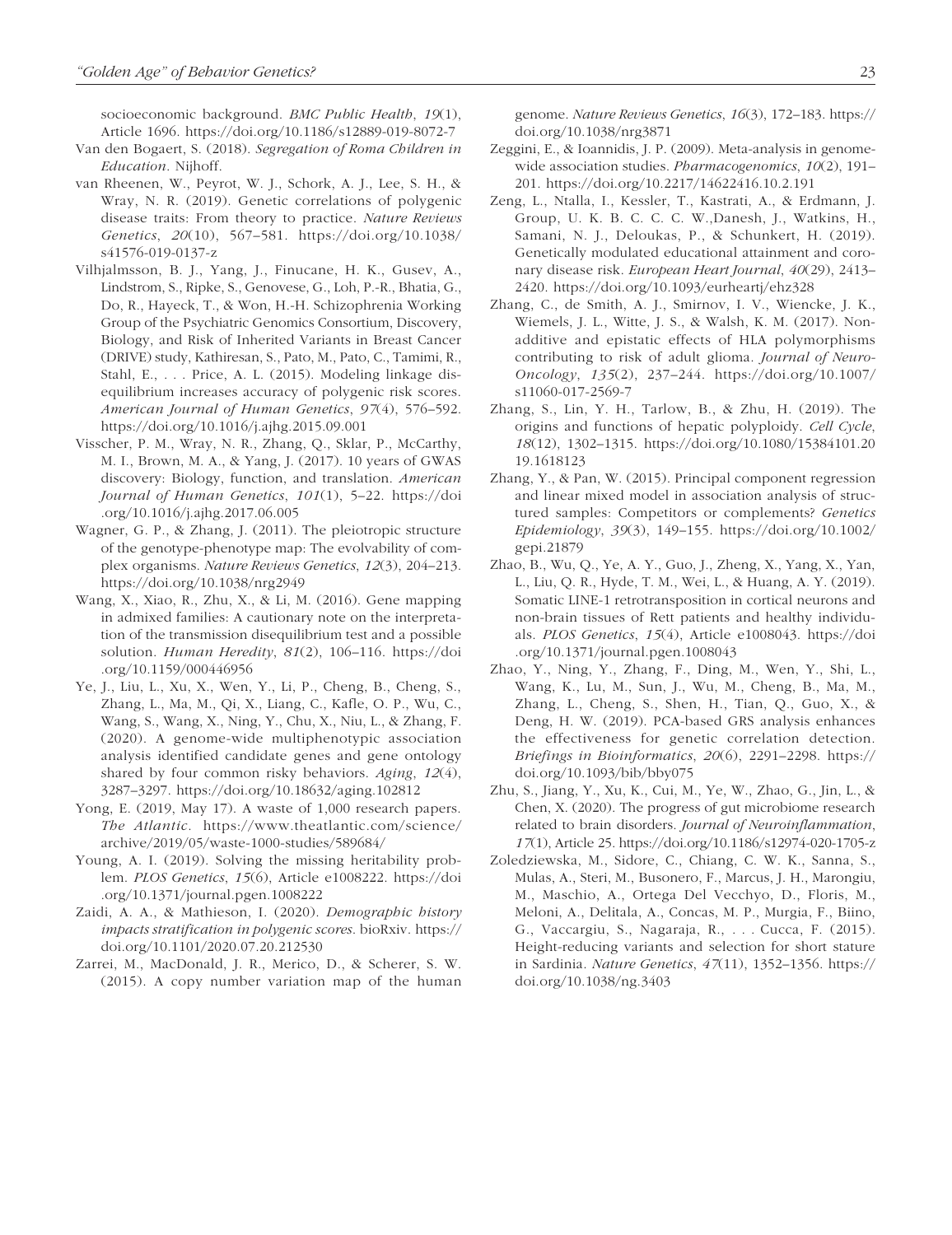socioeconomic background. *BMC Public Health*, *19*(1), Article 1696. https://doi.org/10.1186/s12889-019-8072-7

Van den Bogaert, S. (2018). *Segregation of Roma Children in Education*. Nijhoff.

van Rheenen, W., Peyrot, W. J., Schork, A. J., Lee, S. H., & Wray, N. R. (2019). Genetic correlations of polygenic disease traits: From theory to practice. *Nature Reviews Genetics*, *20*(10), 567–581. https://doi.org/10.1038/s41576-019-0137-z

Vilhjalmsson, B. J., Yang, J., Finucane, H. K., Gusev, A., Lindstrom, S., Ripke, S., Genovese, G., Loh, P.-R., Bhatia, G., Do, R., Hayeck, T., & Won, H.-H. Schizophrenia Working Group of the Psychiatric Genomics Consortium, Discovery, Biology, and Risk of Inherited Variants in Breast Cancer (DRIVE) study, Kathiresan, S., Pato, M., Pato, C., Tamimi, R., Stahl, E., . . . Price, A. L. (2015). Modeling linkage disequilibrium increases accuracy of polygenic risk scores. *American Journal of Human Genetics*, *97*(4), 576–592. https://doi.org/10.1016/j.ajhg.2015.09.001

Visscher, P. M., Wray, N. R., Zhang, Q., Sklar, P., McCarthy, M. I., Brown, M. A., & Yang, J. (2017). 10 years of GWAS discovery: Biology, function, and translation. *American Journal of Human Genetics*, *101*(1), 5–22. https://doi.org/10.1016/j.ajhg.2017.06.005

Wagner, G. P., & Zhang, J. (2011). The pleiotropic structure of the genotype-phenotype map: The evolvability of complex organisms. *Nature Reviews Genetics*, *12*(3), 204–213. https://doi.org/10.1038/nrg2949

Wang, X., Xiao, R., Zhu, X., & Li, M. (2016). Gene mapping in admixed families: A cautionary note on the interpretation of the transmission disequilibrium test and a possible solution. *Human Heredity*, *81*(2), 106–116. https://doi.org/10.1159/000446956

Ye, J., Liu, L., Xu, X., Wen, Y., Li, P., Cheng, B., Cheng, S., Zhang, L., Ma, M., Qi, X., Liang, C., Kafle, O. P., Wu, C., Wang, S., Wang, X., Ning, Y., Chu, X., Niu, L., & Zhang, F. (2020). A genome-wide multiphenotypic association analysis identified candidate genes and gene ontology shared by four common risky behaviors. *Aging*, *12*(4), 3287–3297. https://doi.org/10.18632/aging.102812

Yong, E. (2019, May 17). A waste of 1,000 research papers. *The Atlantic*. https://www.theatlantic.com/science/archive/2019/05/waste-1000-studies/589684/

Young, A. I. (2019). Solving the missing heritability problem. *PLOS Genetics*, *15*(6), Article e1008222. https://doi.org/10.1371/journal.pgen.1008222

Zaidi, A. A., & Mathieson, I. (2020). *Demographic history impacts stratification in polygenic scores*. bioRxiv. https://doi.org/10.1101/2020.07.20.212530

Zarrei, M., MacDonald, J. R., Merico, D., & Scherer, S. W. (2015). A copy number variation map of the human genome. *Nature Reviews Genetics*, *16*(3), 172–183. https://doi.org/10.1038/nrg3871

Zeggini, E., & Ioannidis, J. P. (2009). Meta-analysis in genome-wide association studies. *Pharmacogenomics*, *10*(2), 191–201. https://doi.org/10.2217/14622416.10.2.191

Zeng, L., Ntalla, I., Kessler, T., Kastrati, A., & Erdmann, J. Group, U. K. B. C. C. C. W.,Danesh, J., Watkins, H., Samani, N. J., Deloukas, P., & Schunkert, H. (2019). Genetically modulated educational attainment and coronary disease risk. *European Heart Journal*, *40*(29), 2413–2420. https://doi.org/10.1093/eurheartj/ehz328

Zhang, C., de Smith, A. J., Smirnov, I. V., Wiencke, J. K., Wiemels, J. L., Witte, J. S., & Walsh, K. M. (2017). Non-additive and epistatic effects of HLA polymorphisms contributing to risk of adult glioma. *Journal of Neuro-Oncology*, *135*(2), 237–244. https://doi.org/10.1007/s11060-017-2569-7

Zhang, S., Lin, Y. H., Tarlow, B., & Zhu, H. (2019). The origins and functions of hepatic polyploidy. *Cell Cycle*, *18*(12), 1302–1315. https://doi.org/10.1080/15384101.2019.1618123

Zhang, Y., & Pan, W. (2015). Principal component regression and linear mixed model in association analysis of structured samples: Competitors or complements? *Genetics Epidemiology*, *39*(3), 149–155. https://doi.org/10.1002/gepi.21879

Zhao, B., Wu, Q., Ye, A. Y., Guo, J., Zheng, X., Yang, X., Yan, L., Liu, Q. R., Hyde, T. M., Wei, L., & Huang, A. Y. (2019). Somatic LINE-1 retrotransposition in cortical neurons and non-brain tissues of Rett patients and healthy individuals. *PLOS Genetics*, *15*(4), Article e1008043. https://doi.org/10.1371/journal.pgen.1008043

Zhao, Y., Ning, Y., Zhang, F., Ding, M., Wen, Y., Shi, L., Wang, K., Lu, M., Sun, J., Wu, M., Cheng, B., Ma, M., Zhang, L., Cheng, S., Shen, H., Tian, Q., Guo, X., & Deng, H. W. (2019). PCA-based GRS analysis enhances the effectiveness for genetic correlation detection. *Briefings in Bioinformatics*, *20*(6), 2291–2298. https://doi.org/10.1093/bib/bby075

Zhu, S., Jiang, Y., Xu, K., Cui, M., Ye, W., Zhao, G., Jin, L., & Chen, X. (2020). The progress of gut microbiome research related to brain disorders. *Journal of Neuroinflammation*, *17*(1), Article 25. https://doi.org/10.1186/s12974-020-1705-z

Zoledziewska, M., Sidore, C., Chiang, C. W. K., Sanna, S., Mulas, A., Steri, M., Busonero, F., Marcus, J. H., Marongiu, M., Maschio, A., Ortega Del Vecchyo, D., Floris, M., Meloni, A., Delitala, A., Concas, M. P., Murgia, F., Biino, G., Vaccargiu, S., Nagaraja, R., . . . Cucca, F. (2015). Height-reducing variants and selection for short stature in Sardinia. *Nature Genetics*, *47*(11), 1352–1356. https://doi.org/10.1038/ng.3403